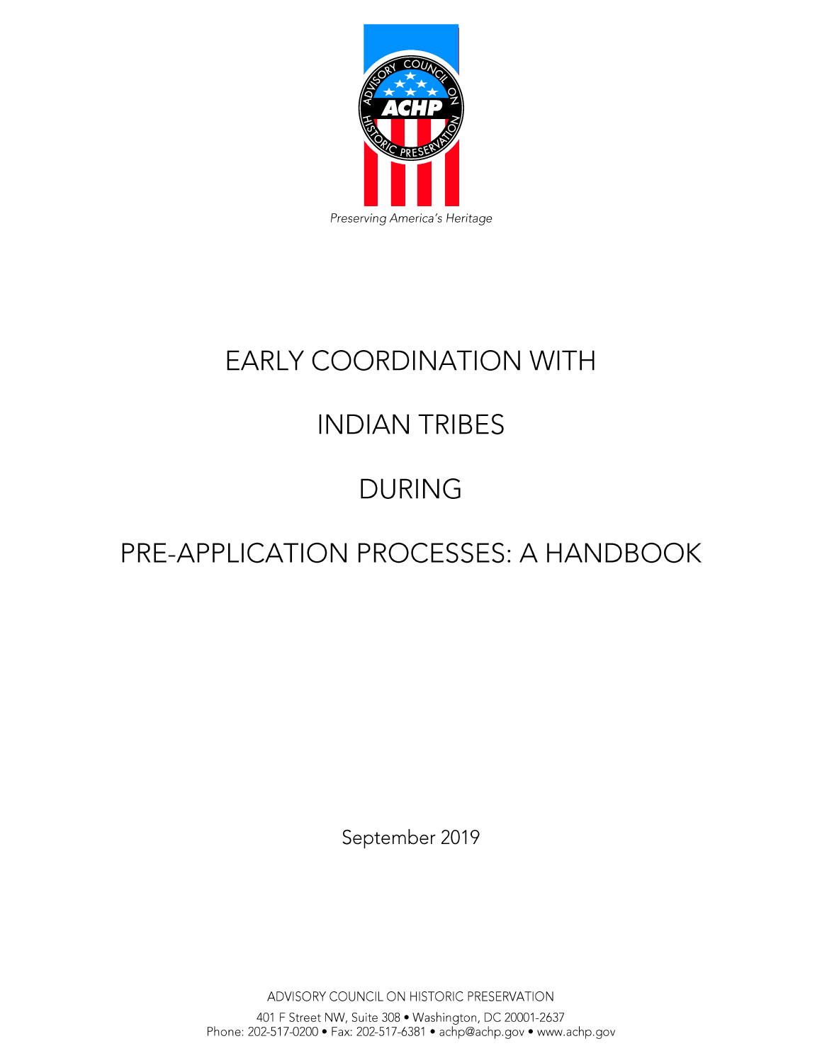Preserving America's Heritage

# EARLY COORDINATION WITH INDIAN TRIBES DURING PRE-APPLICATION PROCESSES: A HANDBOOK

September 2019

ADVISORY COUNCIL ON HISTORIC PRESERVATION

401 F Street NW, Suite 308 • Washington, DC 20001-2637
Phone: 202-517-0200 • Fax: 202-517-6381 • achp@achp.gov • www.achp.gov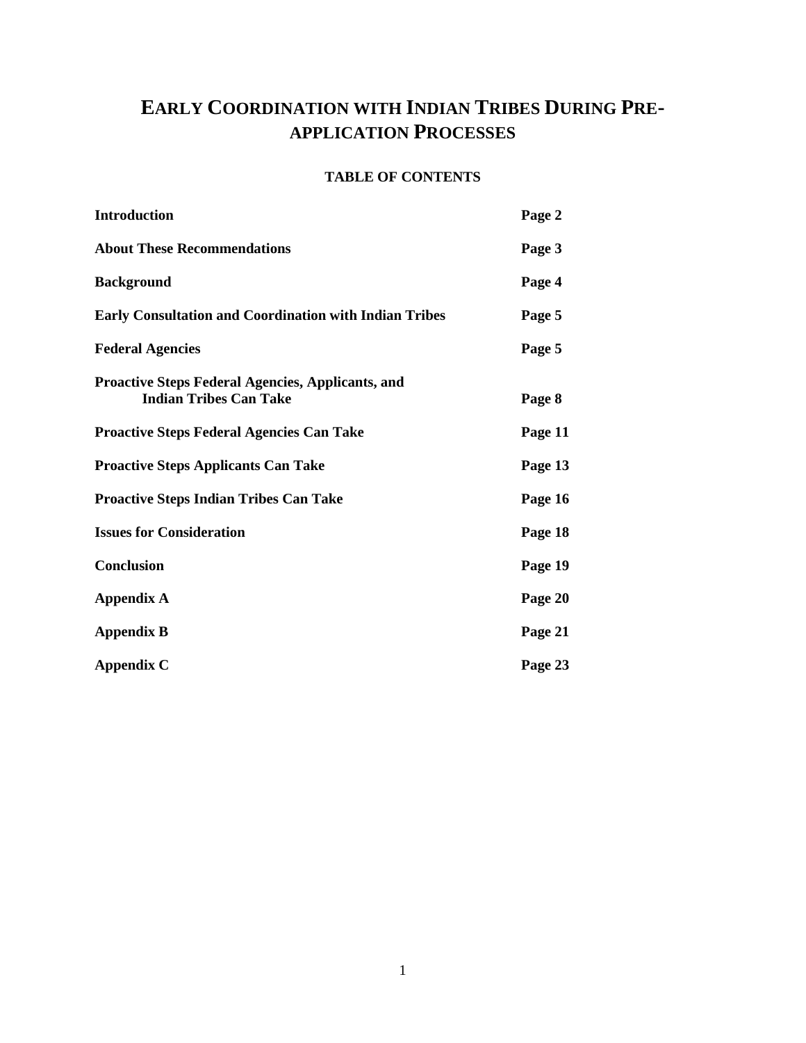# EARLY COORDINATION WITH INDIAN TRIBES DURING PRE-APPLICATION PROCESSES

**TABLE OF CONTENTS**

| | |
|---|---|
| **Introduction** | **Page 2** |
| **About These Recommendations** | **Page 3** |
| **Background** | **Page 4** |
| **Early Consultation and Coordination with Indian Tribes** | **Page 5** |
| **Federal Agencies** | **Page 5** |
| **Proactive Steps Federal Agencies, Applicants, and Indian Tribes Can Take** | **Page 8** |
| **Proactive Steps Federal Agencies Can Take** | **Page 11** |
| **Proactive Steps Applicants Can Take** | **Page 13** |
| **Proactive Steps Indian Tribes Can Take** | **Page 16** |
| **Issues for Consideration** | **Page 18** |
| **Conclusion** | **Page 19** |
| **Appendix A** | **Page 20** |
| **Appendix B** | **Page 21** |
| **Appendix C** | **Page 23** |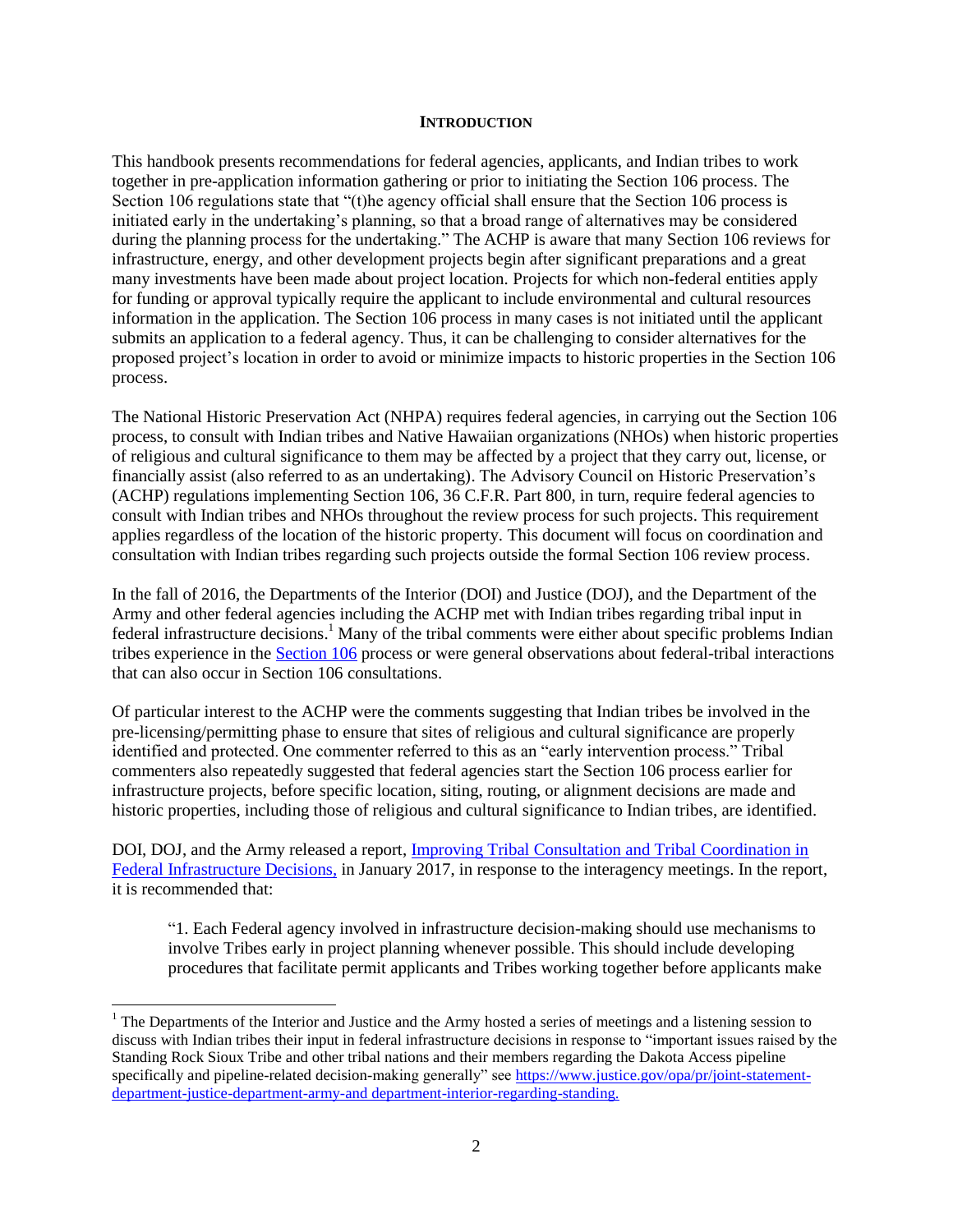## INTRODUCTION

This handbook presents recommendations for federal agencies, applicants, and Indian tribes to work together in pre-application information gathering or prior to initiating the Section 106 process. The Section 106 regulations state that "(t)he agency official shall ensure that the Section 106 process is initiated early in the undertaking's planning, so that a broad range of alternatives may be considered during the planning process for the undertaking." The ACHP is aware that many Section 106 reviews for infrastructure, energy, and other development projects begin after significant preparations and a great many investments have been made about project location. Projects for which non-federal entities apply for funding or approval typically require the applicant to include environmental and cultural resources information in the application. The Section 106 process in many cases is not initiated until the applicant submits an application to a federal agency. Thus, it can be challenging to consider alternatives for the proposed project's location in order to avoid or minimize impacts to historic properties in the Section 106 process.

The National Historic Preservation Act (NHPA) requires federal agencies, in carrying out the Section 106 process, to consult with Indian tribes and Native Hawaiian organizations (NHOs) when historic properties of religious and cultural significance to them may be affected by a project that they carry out, license, or financially assist (also referred to as an undertaking). The Advisory Council on Historic Preservation's (ACHP) regulations implementing Section 106, 36 C.F.R. Part 800, in turn, require federal agencies to consult with Indian tribes and NHOs throughout the review process for such projects. This requirement applies regardless of the location of the historic property. This document will focus on coordination and consultation with Indian tribes regarding such projects outside the formal Section 106 review process.

In the fall of 2016, the Departments of the Interior (DOI) and Justice (DOJ), and the Department of the Army and other federal agencies including the ACHP met with Indian tribes regarding tribal input in federal infrastructure decisions.[1] Many of the tribal comments were either about specific problems Indian tribes experience in the Section 106 process or were general observations about federal-tribal interactions that can also occur in Section 106 consultations.

Of particular interest to the ACHP were the comments suggesting that Indian tribes be involved in the pre-licensing/permitting phase to ensure that sites of religious and cultural significance are properly identified and protected. One commenter referred to this as an "early intervention process." Tribal commenters also repeatedly suggested that federal agencies start the Section 106 process earlier for infrastructure projects, before specific location, siting, routing, or alignment decisions are made and historic properties, including those of religious and cultural significance to Indian tribes, are identified.

DOI, DOJ, and the Army released a report, Improving Tribal Consultation and Tribal Coordination in Federal Infrastructure Decisions, in January 2017, in response to the interagency meetings. In the report, it is recommended that:

> "1. Each Federal agency involved in infrastructure decision-making should use mechanisms to involve Tribes early in project planning whenever possible. This should include developing procedures that facilitate permit applicants and Tribes working together before applicants make

[1] The Departments of the Interior and Justice and the Army hosted a series of meetings and a listening session to discuss with Indian tribes their input in federal infrastructure decisions in response to "important issues raised by the Standing Rock Sioux Tribe and other tribal nations and their members regarding the Dakota Access pipeline specifically and pipeline-related decision-making generally" see https://www.justice.gov/opa/pr/joint-statement-department-justice-department-army-and department-interior-regarding-standing.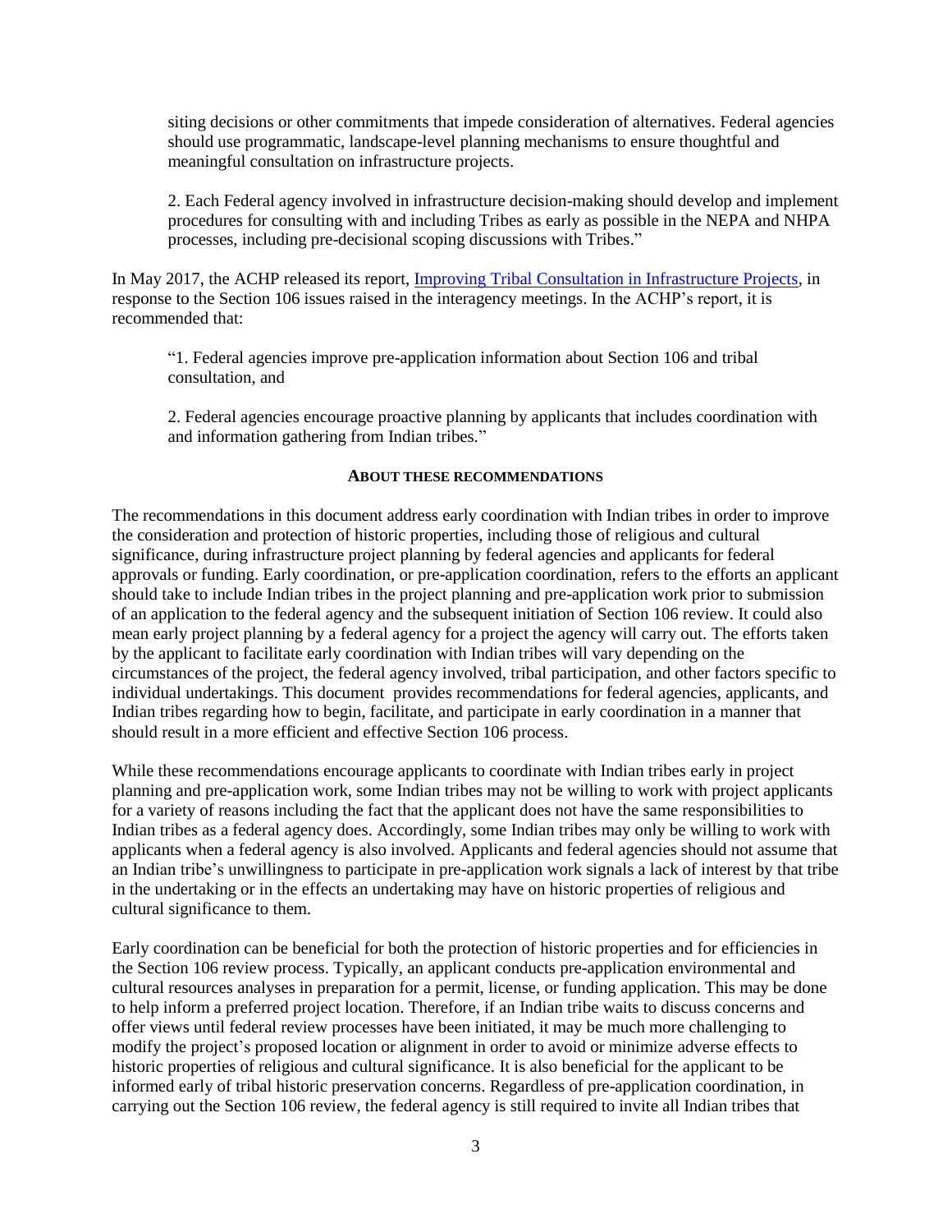siting decisions or other commitments that impede consideration of alternatives. Federal agencies should use programmatic, landscape-level planning mechanisms to ensure thoughtful and meaningful consultation on infrastructure projects.

2. Each Federal agency involved in infrastructure decision-making should develop and implement procedures for consulting with and including Tribes as early as possible in the NEPA and NHPA processes, including pre-decisional scoping discussions with Tribes."

In May 2017, the ACHP released its report, Improving Tribal Consultation in Infrastructure Projects, in response to the Section 106 issues raised in the interagency meetings. In the ACHP's report, it is recommended that:

"1. Federal agencies improve pre-application information about Section 106 and tribal consultation, and

2. Federal agencies encourage proactive planning by applicants that includes coordination with and information gathering from Indian tribes."

## ABOUT THESE RECOMMENDATIONS

The recommendations in this document address early coordination with Indian tribes in order to improve the consideration and protection of historic properties, including those of religious and cultural significance, during infrastructure project planning by federal agencies and applicants for federal approvals or funding. Early coordination, or pre-application coordination, refers to the efforts an applicant should take to include Indian tribes in the project planning and pre-application work prior to submission of an application to the federal agency and the subsequent initiation of Section 106 review. It could also mean early project planning by a federal agency for a project the agency will carry out. The efforts taken by the applicant to facilitate early coordination with Indian tribes will vary depending on the circumstances of the project, the federal agency involved, tribal participation, and other factors specific to individual undertakings. This document provides recommendations for federal agencies, applicants, and Indian tribes regarding how to begin, facilitate, and participate in early coordination in a manner that should result in a more efficient and effective Section 106 process.

While these recommendations encourage applicants to coordinate with Indian tribes early in project planning and pre-application work, some Indian tribes may not be willing to work with project applicants for a variety of reasons including the fact that the applicant does not have the same responsibilities to Indian tribes as a federal agency does. Accordingly, some Indian tribes may only be willing to work with applicants when a federal agency is also involved. Applicants and federal agencies should not assume that an Indian tribe's unwillingness to participate in pre-application work signals a lack of interest by that tribe in the undertaking or in the effects an undertaking may have on historic properties of religious and cultural significance to them.

Early coordination can be beneficial for both the protection of historic properties and for efficiencies in the Section 106 review process. Typically, an applicant conducts pre-application environmental and cultural resources analyses in preparation for a permit, license, or funding application. This may be done to help inform a preferred project location. Therefore, if an Indian tribe waits to discuss concerns and offer views until federal review processes have been initiated, it may be much more challenging to modify the project's proposed location or alignment in order to avoid or minimize adverse effects to historic properties of religious and cultural significance. It is also beneficial for the applicant to be informed early of tribal historic preservation concerns. Regardless of pre-application coordination, in carrying out the Section 106 review, the federal agency is still required to invite all Indian tribes that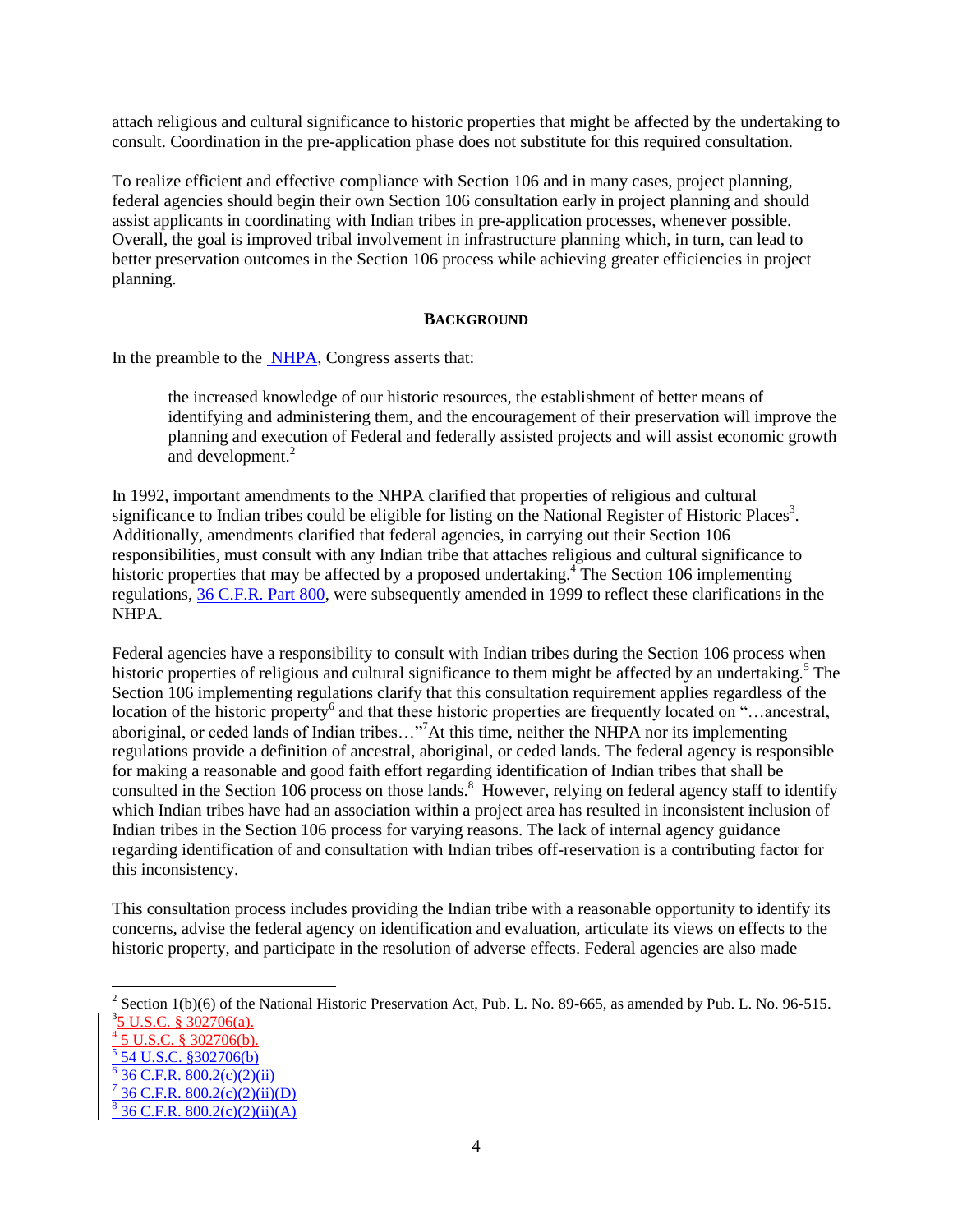attach religious and cultural significance to historic properties that might be affected by the undertaking to consult. Coordination in the pre-application phase does not substitute for this required consultation.

To realize efficient and effective compliance with Section 106 and in many cases, project planning, federal agencies should begin their own Section 106 consultation early in project planning and should assist applicants in coordinating with Indian tribes in pre-application processes, whenever possible. Overall, the goal is improved tribal involvement in infrastructure planning which, in turn, can lead to better preservation outcomes in the Section 106 process while achieving greater efficiencies in project planning.

## BACKGROUND

In the preamble to the NHPA, Congress asserts that:

> the increased knowledge of our historic resources, the establishment of better means of identifying and administering them, and the encouragement of their preservation will improve the planning and execution of Federal and federally assisted projects and will assist economic growth and development.[2]

In 1992, important amendments to the NHPA clarified that properties of religious and cultural significance to Indian tribes could be eligible for listing on the National Register of Historic Places[3]. Additionally, amendments clarified that federal agencies, in carrying out their Section 106 responsibilities, must consult with any Indian tribe that attaches religious and cultural significance to historic properties that may be affected by a proposed undertaking.[4] The Section 106 implementing regulations, 36 C.F.R. Part 800, were subsequently amended in 1999 to reflect these clarifications in the NHPA.

Federal agencies have a responsibility to consult with Indian tribes during the Section 106 process when historic properties of religious and cultural significance to them might be affected by an undertaking.[5] The Section 106 implementing regulations clarify that this consultation requirement applies regardless of the location of the historic property[6] and that these historic properties are frequently located on "…ancestral, aboriginal, or ceded lands of Indian tribes…"[7] At this time, neither the NHPA nor its implementing regulations provide a definition of ancestral, aboriginal, or ceded lands. The federal agency is responsible for making a reasonable and good faith effort regarding identification of Indian tribes that shall be consulted in the Section 106 process on those lands.[8] However, relying on federal agency staff to identify which Indian tribes have had an association within a project area has resulted in inconsistent inclusion of Indian tribes in the Section 106 process for varying reasons. The lack of internal agency guidance regarding identification of and consultation with Indian tribes off-reservation is a contributing factor for this inconsistency.

This consultation process includes providing the Indian tribe with a reasonable opportunity to identify its concerns, advise the federal agency on identification and evaluation, articulate its views on effects to the historic property, and participate in the resolution of adverse effects. Federal agencies are also made

---

[2] Section 1(b)(6) of the National Historic Preservation Act, Pub. L. No. 89-665, as amended by Pub. L. No. 96-515.

[3] 5 U.S.C. § 302706(a).

[4] 5 U.S.C. § 302706(b).

[5] 54 U.S.C. §302706(b)

[6] 36 C.F.R. 800.2(c)(2)(ii)

[7] 36 C.F.R. 800.2(c)(2)(ii)(D)

[8] 36 C.F.R. 800.2(c)(2)(ii)(A)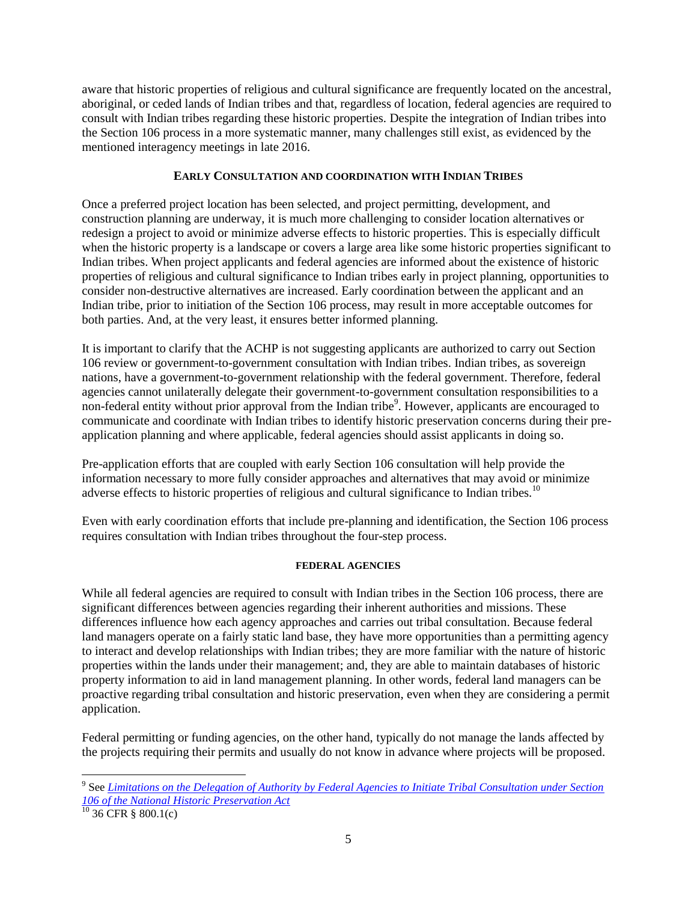aware that historic properties of religious and cultural significance are frequently located on the ancestral, aboriginal, or ceded lands of Indian tribes and that, regardless of location, federal agencies are required to consult with Indian tribes regarding these historic properties. Despite the integration of Indian tribes into the Section 106 process in a more systematic manner, many challenges still exist, as evidenced by the mentioned interagency meetings in late 2016.

## EARLY CONSULTATION AND COORDINATION WITH INDIAN TRIBES

Once a preferred project location has been selected, and project permitting, development, and construction planning are underway, it is much more challenging to consider location alternatives or redesign a project to avoid or minimize adverse effects to historic properties. This is especially difficult when the historic property is a landscape or covers a large area like some historic properties significant to Indian tribes. When project applicants and federal agencies are informed about the existence of historic properties of religious and cultural significance to Indian tribes early in project planning, opportunities to consider non-destructive alternatives are increased. Early coordination between the applicant and an Indian tribe, prior to initiation of the Section 106 process, may result in more acceptable outcomes for both parties. And, at the very least, it ensures better informed planning.

It is important to clarify that the ACHP is not suggesting applicants are authorized to carry out Section 106 review or government-to-government consultation with Indian tribes. Indian tribes, as sovereign nations, have a government-to-government relationship with the federal government. Therefore, federal agencies cannot unilaterally delegate their government-to-government consultation responsibilities to a non-federal entity without prior approval from the Indian tribe[9]. However, applicants are encouraged to communicate and coordinate with Indian tribes to identify historic preservation concerns during their pre-application planning and where applicable, federal agencies should assist applicants in doing so.

Pre-application efforts that are coupled with early Section 106 consultation will help provide the information necessary to more fully consider approaches and alternatives that may avoid or minimize adverse effects to historic properties of religious and cultural significance to Indian tribes.[10]

Even with early coordination efforts that include pre-planning and identification, the Section 106 process requires consultation with Indian tribes throughout the four-step process.

### FEDERAL AGENCIES

While all federal agencies are required to consult with Indian tribes in the Section 106 process, there are significant differences between agencies regarding their inherent authorities and missions. These differences influence how each agency approaches and carries out tribal consultation. Because federal land managers operate on a fairly static land base, they have more opportunities than a permitting agency to interact and develop relationships with Indian tribes; they are more familiar with the nature of historic properties within the lands under their management; and, they are able to maintain databases of historic property information to aid in land management planning. In other words, federal land managers can be proactive regarding tribal consultation and historic preservation, even when they are considering a permit application.

Federal permitting or funding agencies, on the other hand, typically do not manage the lands affected by the projects requiring their permits and usually do not know in advance where projects will be proposed.

---

[9] See *Limitations on the Delegation of Authority by Federal Agencies to Initiate Tribal Consultation under Section 106 of the National Historic Preservation Act*

[10] 36 CFR § 800.1(c)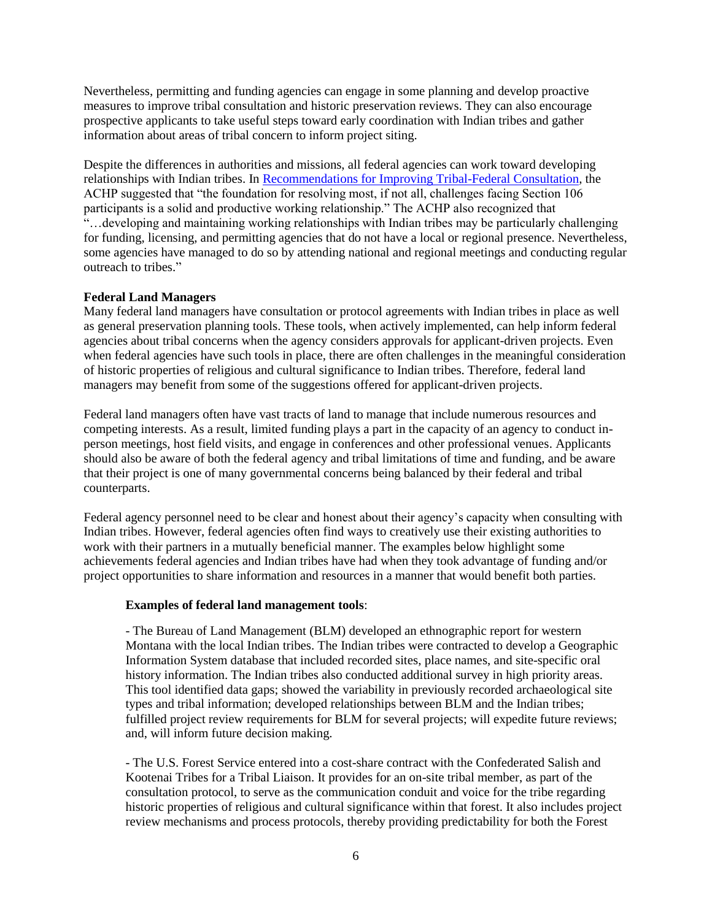Nevertheless, permitting and funding agencies can engage in some planning and develop proactive measures to improve tribal consultation and historic preservation reviews. They can also encourage prospective applicants to take useful steps toward early coordination with Indian tribes and gather information about areas of tribal concern to inform project siting.

Despite the differences in authorities and missions, all federal agencies can work toward developing relationships with Indian tribes. In [Recommendations for Improving Tribal-Federal Consultation](), the ACHP suggested that "the foundation for resolving most, if not all, challenges facing Section 106 participants is a solid and productive working relationship." The ACHP also recognized that "…developing and maintaining working relationships with Indian tribes may be particularly challenging for funding, licensing, and permitting agencies that do not have a local or regional presence. Nevertheless, some agencies have managed to do so by attending national and regional meetings and conducting regular outreach to tribes."

**Federal Land Managers**

Many federal land managers have consultation or protocol agreements with Indian tribes in place as well as general preservation planning tools. These tools, when actively implemented, can help inform federal agencies about tribal concerns when the agency considers approvals for applicant-driven projects. Even when federal agencies have such tools in place, there are often challenges in the meaningful consideration of historic properties of religious and cultural significance to Indian tribes. Therefore, federal land managers may benefit from some of the suggestions offered for applicant-driven projects.

Federal land managers often have vast tracts of land to manage that include numerous resources and competing interests. As a result, limited funding plays a part in the capacity of an agency to conduct in-person meetings, host field visits, and engage in conferences and other professional venues. Applicants should also be aware of both the federal agency and tribal limitations of time and funding, and be aware that their project is one of many governmental concerns being balanced by their federal and tribal counterparts.

Federal agency personnel need to be clear and honest about their agency's capacity when consulting with Indian tribes. However, federal agencies often find ways to creatively use their existing authorities to work with their partners in a mutually beneficial manner. The examples below highlight some achievements federal agencies and Indian tribes have had when they took advantage of funding and/or project opportunities to share information and resources in a manner that would benefit both parties.

**Examples of federal land management tools**:

- The Bureau of Land Management (BLM) developed an ethnographic report for western Montana with the local Indian tribes. The Indian tribes were contracted to develop a Geographic Information System database that included recorded sites, place names, and site-specific oral history information. The Indian tribes also conducted additional survey in high priority areas. This tool identified data gaps; showed the variability in previously recorded archaeological site types and tribal information; developed relationships between BLM and the Indian tribes; fulfilled project review requirements for BLM for several projects; will expedite future reviews; and, will inform future decision making.

- The U.S. Forest Service entered into a cost-share contract with the Confederated Salish and Kootenai Tribes for a Tribal Liaison. It provides for an on-site tribal member, as part of the consultation protocol, to serve as the communication conduit and voice for the tribe regarding historic properties of religious and cultural significance within that forest. It also includes project review mechanisms and process protocols, thereby providing predictability for both the Forest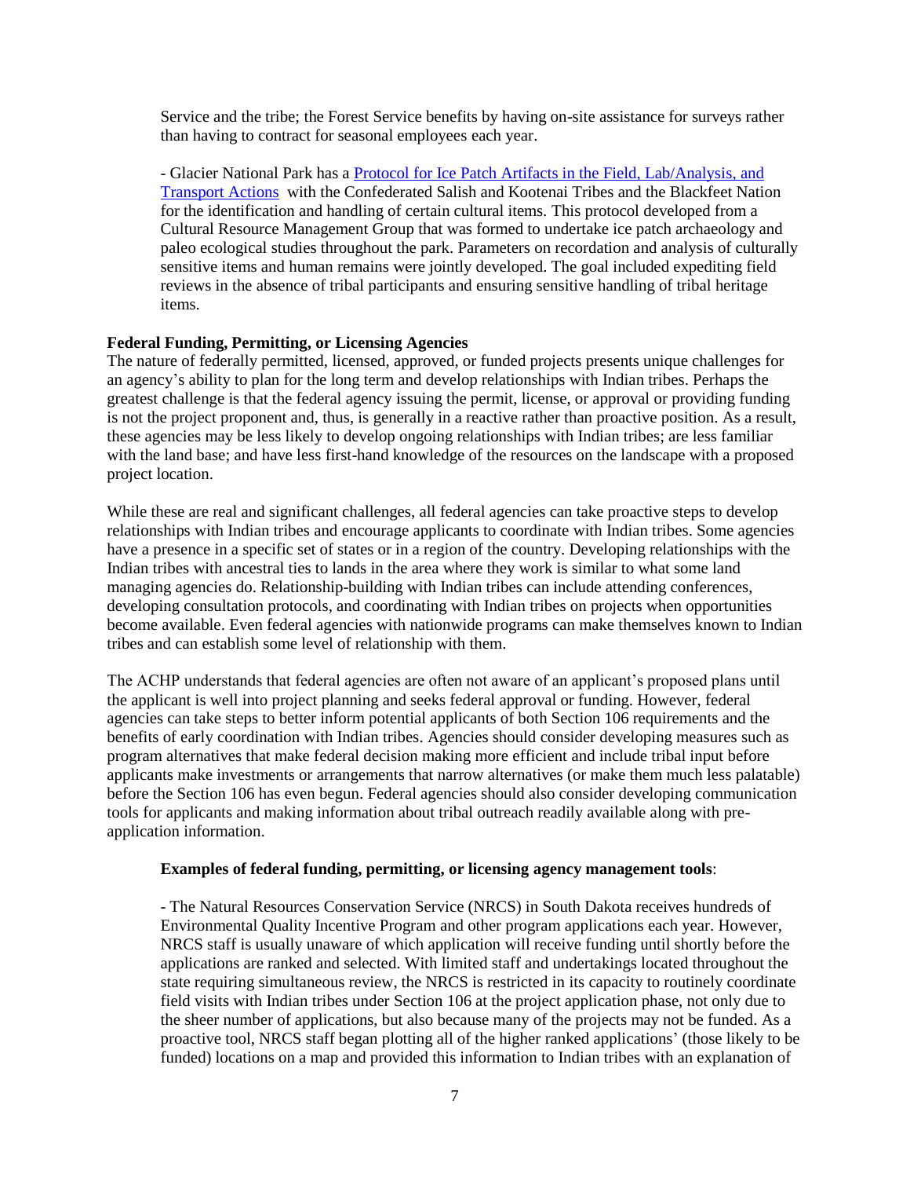Service and the tribe; the Forest Service benefits by having on-site assistance for surveys rather than having to contract for seasonal employees each year.

- Glacier National Park has a [Protocol for Ice Patch Artifacts in the Field, Lab/Analysis, and Transport Actions](#) with the Confederated Salish and Kootenai Tribes and the Blackfeet Nation for the identification and handling of certain cultural items. This protocol developed from a Cultural Resource Management Group that was formed to undertake ice patch archaeology and paleo ecological studies throughout the park. Parameters on recordation and analysis of culturally sensitive items and human remains were jointly developed. The goal included expediting field reviews in the absence of tribal participants and ensuring sensitive handling of tribal heritage items.

**Federal Funding, Permitting, or Licensing Agencies**

The nature of federally permitted, licensed, approved, or funded projects presents unique challenges for an agency's ability to plan for the long term and develop relationships with Indian tribes. Perhaps the greatest challenge is that the federal agency issuing the permit, license, or approval or providing funding is not the project proponent and, thus, is generally in a reactive rather than proactive position. As a result, these agencies may be less likely to develop ongoing relationships with Indian tribes; are less familiar with the land base; and have less first-hand knowledge of the resources on the landscape with a proposed project location.

While these are real and significant challenges, all federal agencies can take proactive steps to develop relationships with Indian tribes and encourage applicants to coordinate with Indian tribes. Some agencies have a presence in a specific set of states or in a region of the country. Developing relationships with the Indian tribes with ancestral ties to lands in the area where they work is similar to what some land managing agencies do. Relationship-building with Indian tribes can include attending conferences, developing consultation protocols, and coordinating with Indian tribes on projects when opportunities become available. Even federal agencies with nationwide programs can make themselves known to Indian tribes and can establish some level of relationship with them.

The ACHP understands that federal agencies are often not aware of an applicant's proposed plans until the applicant is well into project planning and seeks federal approval or funding. However, federal agencies can take steps to better inform potential applicants of both Section 106 requirements and the benefits of early coordination with Indian tribes. Agencies should consider developing measures such as program alternatives that make federal decision making more efficient and include tribal input before applicants make investments or arrangements that narrow alternatives (or make them much less palatable) before the Section 106 has even begun. Federal agencies should also consider developing communication tools for applicants and making information about tribal outreach readily available along with pre-application information.

**Examples of federal funding, permitting, or licensing agency management tools**:

- The Natural Resources Conservation Service (NRCS) in South Dakota receives hundreds of Environmental Quality Incentive Program and other program applications each year. However, NRCS staff is usually unaware of which application will receive funding until shortly before the applications are ranked and selected. With limited staff and undertakings located throughout the state requiring simultaneous review, the NRCS is restricted in its capacity to routinely coordinate field visits with Indian tribes under Section 106 at the project application phase, not only due to the sheer number of applications, but also because many of the projects may not be funded. As a proactive tool, NRCS staff began plotting all of the higher ranked applications' (those likely to be funded) locations on a map and provided this information to Indian tribes with an explanation of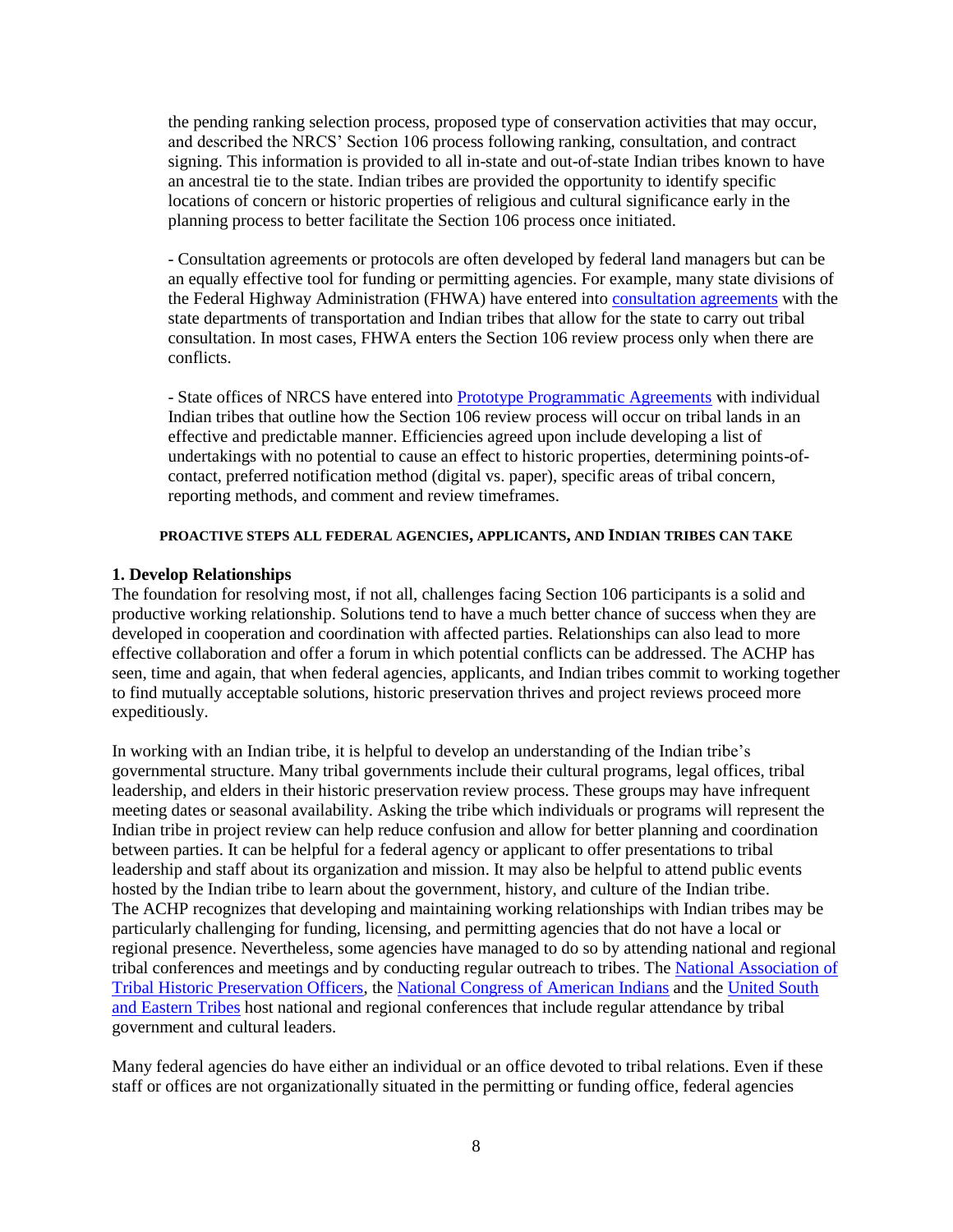the pending ranking selection process, proposed type of conservation activities that may occur, and described the NRCS' Section 106 process following ranking, consultation, and contract signing. This information is provided to all in-state and out-of-state Indian tribes known to have an ancestral tie to the state. Indian tribes are provided the opportunity to identify specific locations of concern or historic properties of religious and cultural significance early in the planning process to better facilitate the Section 106 process once initiated.

- Consultation agreements or protocols are often developed by federal land managers but can be an equally effective tool for funding or permitting agencies. For example, many state divisions of the Federal Highway Administration (FHWA) have entered into consultation agreements with the state departments of transportation and Indian tribes that allow for the state to carry out tribal consultation. In most cases, FHWA enters the Section 106 review process only when there are conflicts.

- State offices of NRCS have entered into Prototype Programmatic Agreements with individual Indian tribes that outline how the Section 106 review process will occur on tribal lands in an effective and predictable manner. Efficiencies agreed upon include developing a list of undertakings with no potential to cause an effect to historic properties, determining points-of-contact, preferred notification method (digital vs. paper), specific areas of tribal concern, reporting methods, and comment and review timeframes.

## PROACTIVE STEPS ALL FEDERAL AGENCIES, APPLICANTS, AND INDIAN TRIBES CAN TAKE

### 1. Develop Relationships

The foundation for resolving most, if not all, challenges facing Section 106 participants is a solid and productive working relationship. Solutions tend to have a much better chance of success when they are developed in cooperation and coordination with affected parties. Relationships can also lead to more effective collaboration and offer a forum in which potential conflicts can be addressed. The ACHP has seen, time and again, that when federal agencies, applicants, and Indian tribes commit to working together to find mutually acceptable solutions, historic preservation thrives and project reviews proceed more expeditiously.

In working with an Indian tribe, it is helpful to develop an understanding of the Indian tribe's governmental structure. Many tribal governments include their cultural programs, legal offices, tribal leadership, and elders in their historic preservation review process. These groups may have infrequent meeting dates or seasonal availability. Asking the tribe which individuals or programs will represent the Indian tribe in project review can help reduce confusion and allow for better planning and coordination between parties. It can be helpful for a federal agency or applicant to offer presentations to tribal leadership and staff about its organization and mission. It may also be helpful to attend public events hosted by the Indian tribe to learn about the government, history, and culture of the Indian tribe.
The ACHP recognizes that developing and maintaining working relationships with Indian tribes may be particularly challenging for funding, licensing, and permitting agencies that do not have a local or regional presence. Nevertheless, some agencies have managed to do so by attending national and regional tribal conferences and meetings and by conducting regular outreach to tribes. The National Association of Tribal Historic Preservation Officers, the National Congress of American Indians and the United South and Eastern Tribes host national and regional conferences that include regular attendance by tribal government and cultural leaders.

Many federal agencies do have either an individual or an office devoted to tribal relations. Even if these staff or offices are not organizationally situated in the permitting or funding office, federal agencies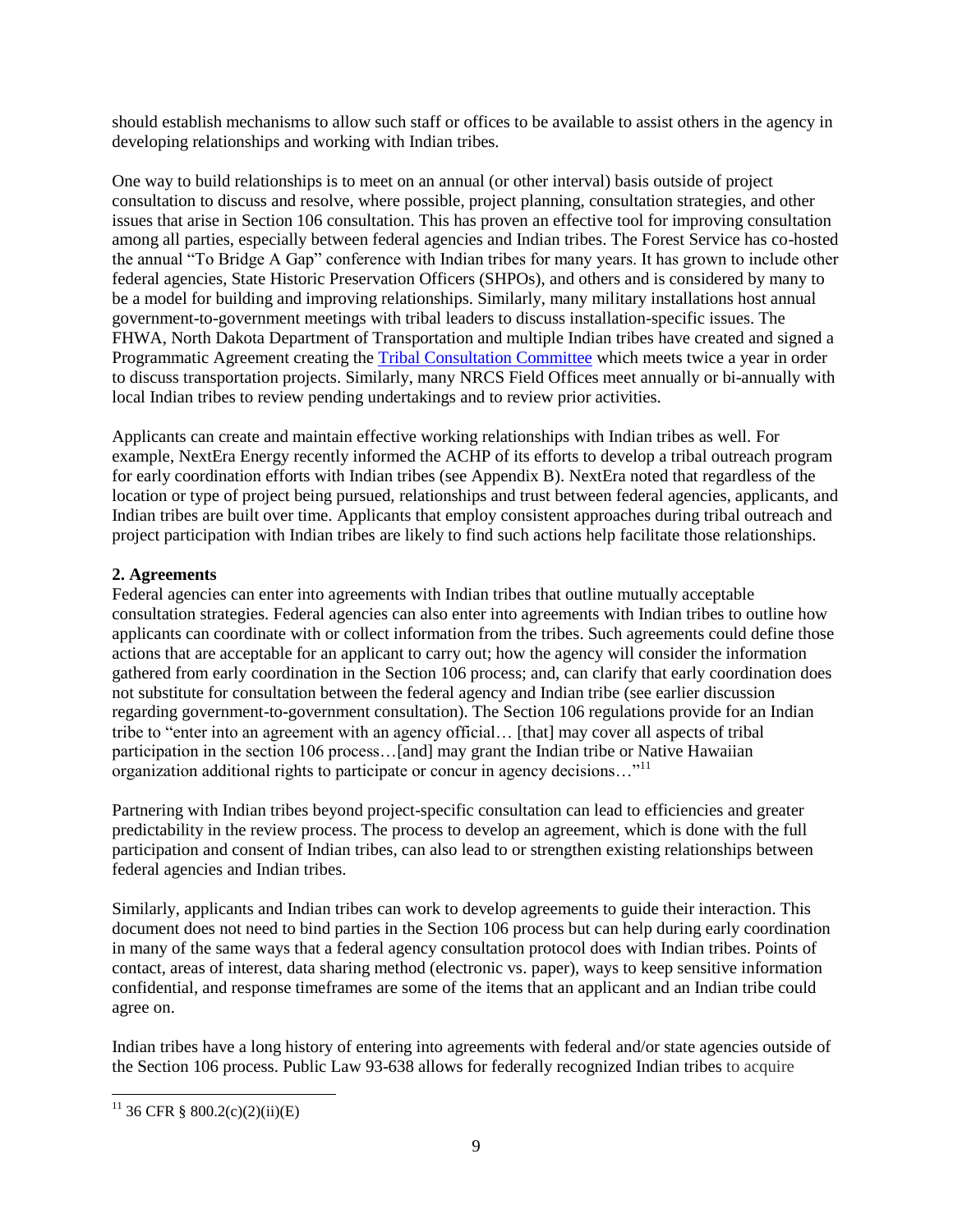should establish mechanisms to allow such staff or offices to be available to assist others in the agency in developing relationships and working with Indian tribes.

One way to build relationships is to meet on an annual (or other interval) basis outside of project consultation to discuss and resolve, where possible, project planning, consultation strategies, and other issues that arise in Section 106 consultation. This has proven an effective tool for improving consultation among all parties, especially between federal agencies and Indian tribes. The Forest Service has co-hosted the annual "To Bridge A Gap" conference with Indian tribes for many years. It has grown to include other federal agencies, State Historic Preservation Officers (SHPOs), and others and is considered by many to be a model for building and improving relationships. Similarly, many military installations host annual government-to-government meetings with tribal leaders to discuss installation-specific issues. The FHWA, North Dakota Department of Transportation and multiple Indian tribes have created and signed a Programmatic Agreement creating the Tribal Consultation Committee which meets twice a year in order to discuss transportation projects. Similarly, many NRCS Field Offices meet annually or bi-annually with local Indian tribes to review pending undertakings and to review prior activities.

Applicants can create and maintain effective working relationships with Indian tribes as well. For example, NextEra Energy recently informed the ACHP of its efforts to develop a tribal outreach program for early coordination efforts with Indian tribes (see Appendix B). NextEra noted that regardless of the location or type of project being pursued, relationships and trust between federal agencies, applicants, and Indian tribes are built over time. Applicants that employ consistent approaches during tribal outreach and project participation with Indian tribes are likely to find such actions help facilitate those relationships.

**2. Agreements**

Federal agencies can enter into agreements with Indian tribes that outline mutually acceptable consultation strategies. Federal agencies can also enter into agreements with Indian tribes to outline how applicants can coordinate with or collect information from the tribes. Such agreements could define those actions that are acceptable for an applicant to carry out; how the agency will consider the information gathered from early coordination in the Section 106 process; and, can clarify that early coordination does not substitute for consultation between the federal agency and Indian tribe (see earlier discussion regarding government-to-government consultation). The Section 106 regulations provide for an Indian tribe to "enter into an agreement with an agency official… [that] may cover all aspects of tribal participation in the section 106 process…[and] may grant the Indian tribe or Native Hawaiian organization additional rights to participate or concur in agency decisions…"[11]

Partnering with Indian tribes beyond project-specific consultation can lead to efficiencies and greater predictability in the review process. The process to develop an agreement, which is done with the full participation and consent of Indian tribes, can also lead to or strengthen existing relationships between federal agencies and Indian tribes.

Similarly, applicants and Indian tribes can work to develop agreements to guide their interaction. This document does not need to bind parties in the Section 106 process but can help during early coordination in many of the same ways that a federal agency consultation protocol does with Indian tribes. Points of contact, areas of interest, data sharing method (electronic vs. paper), ways to keep sensitive information confidential, and response timeframes are some of the items that an applicant and an Indian tribe could agree on.

Indian tribes have a long history of entering into agreements with federal and/or state agencies outside of the Section 106 process. Public Law 93-638 allows for federally recognized Indian tribes to acquire

[11] 36 CFR § 800.2(c)(2)(ii)(E)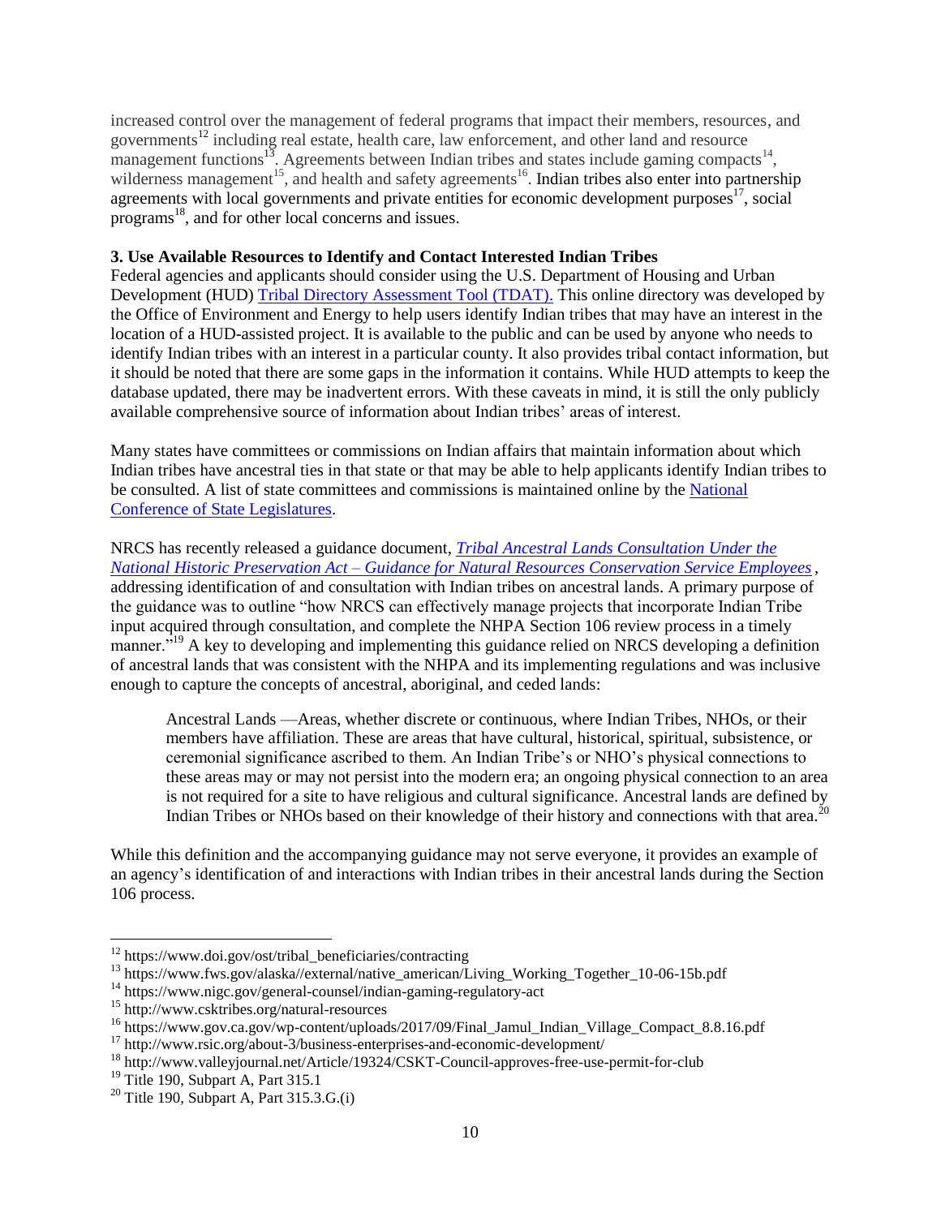increased control over the management of federal programs that impact their members, resources, and governments[12] including real estate, health care, law enforcement, and other land and resource management functions[13]. Agreements between Indian tribes and states include gaming compacts[14], wilderness management[15], and health and safety agreements[16]. Indian tribes also enter into partnership agreements with local governments and private entities for economic development purposes[17], social programs[18], and for other local concerns and issues.

**3. Use Available Resources to Identify and Contact Interested Indian Tribes**

Federal agencies and applicants should consider using the U.S. Department of Housing and Urban Development (HUD) Tribal Directory Assessment Tool (TDAT). This online directory was developed by the Office of Environment and Energy to help users identify Indian tribes that may have an interest in the location of a HUD-assisted project. It is available to the public and can be used by anyone who needs to identify Indian tribes with an interest in a particular county. It also provides tribal contact information, but it should be noted that there are some gaps in the information it contains. While HUD attempts to keep the database updated, there may be inadvertent errors. With these caveats in mind, it is still the only publicly available comprehensive source of information about Indian tribes' areas of interest.

Many states have committees or commissions on Indian affairs that maintain information about which Indian tribes have ancestral ties in that state or that may be able to help applicants identify Indian tribes to be consulted. A list of state committees and commissions is maintained online by the National Conference of State Legislatures.

NRCS has recently released a guidance document, *Tribal Ancestral Lands Consultation Under the National Historic Preservation Act – Guidance for Natural Resources Conservation Service Employees*, addressing identification of and consultation with Indian tribes on ancestral lands. A primary purpose of the guidance was to outline "how NRCS can effectively manage projects that incorporate Indian Tribe input acquired through consultation, and complete the NHPA Section 106 review process in a timely manner."[19] A key to developing and implementing this guidance relied on NRCS developing a definition of ancestral lands that was consistent with the NHPA and its implementing regulations and was inclusive enough to capture the concepts of ancestral, aboriginal, and ceded lands:

> Ancestral Lands —Areas, whether discrete or continuous, where Indian Tribes, NHOs, or their members have affiliation. These are areas that have cultural, historical, spiritual, subsistence, or ceremonial significance ascribed to them. An Indian Tribe's or NHO's physical connections to these areas may or may not persist into the modern era; an ongoing physical connection to an area is not required for a site to have religious and cultural significance. Ancestral lands are defined by Indian Tribes or NHOs based on their knowledge of their history and connections with that area.[20]

While this definition and the accompanying guidance may not serve everyone, it provides an example of an agency's identification of and interactions with Indian tribes in their ancestral lands during the Section 106 process.

---

[12] https://www.doi.gov/ost/tribal_beneficiaries/contracting

[13] https://www.fws.gov/alaska//external/native_american/Living_Working_Together_10-06-15b.pdf

[14] https://www.nigc.gov/general-counsel/indian-gaming-regulatory-act

[15] http://www.csktribes.org/natural-resources

[16] https://www.gov.ca.gov/wp-content/uploads/2017/09/Final_Jamul_Indian_Village_Compact_8.8.16.pdf

[17] http://www.rsic.org/about-3/business-enterprises-and-economic-development/

[18] http://www.valleyjournal.net/Article/19324/CSKT-Council-approves-free-use-permit-for-club

[19] Title 190, Subpart A, Part 315.1

[20] Title 190, Subpart A, Part 315.3.G.(i)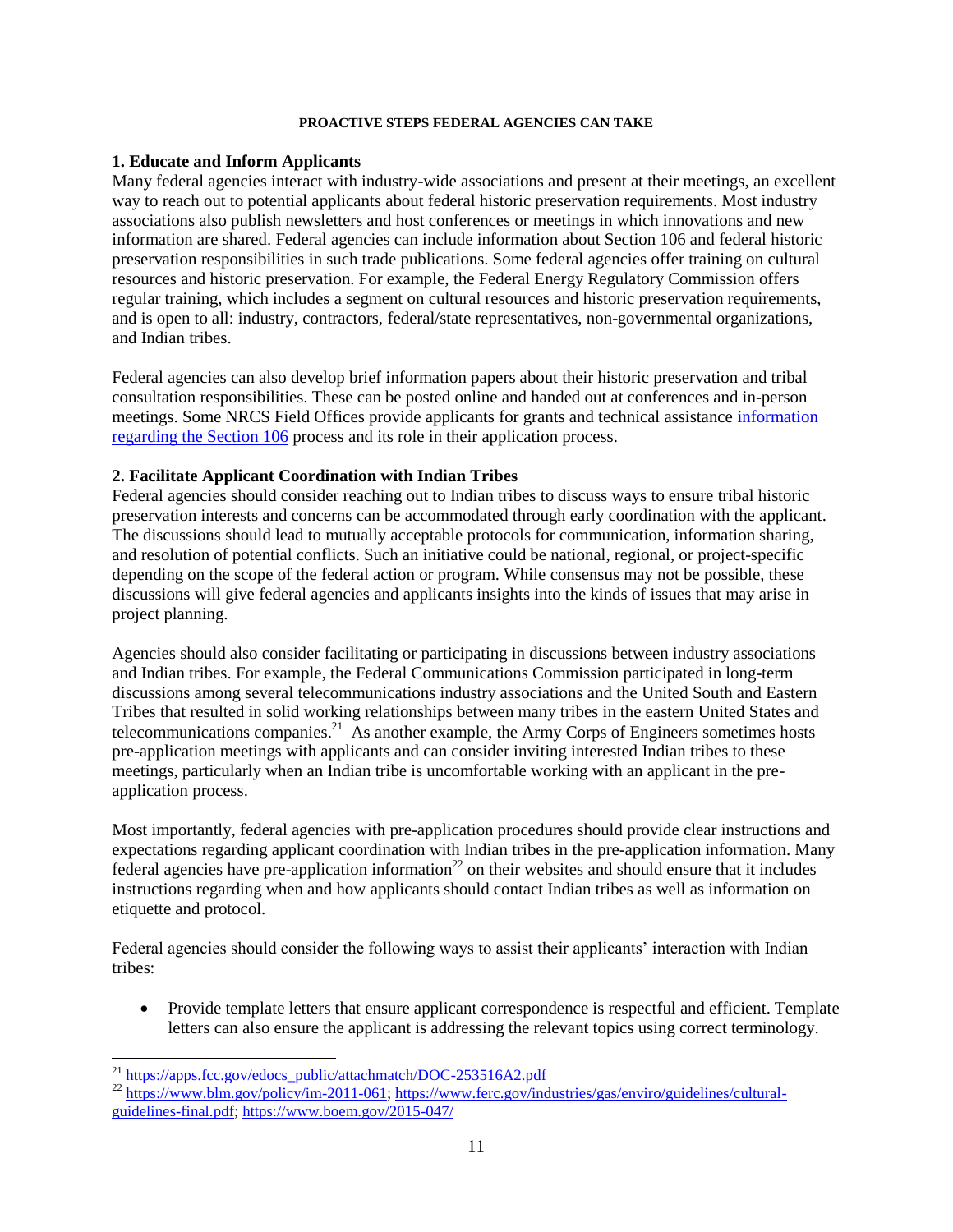## PROACTIVE STEPS FEDERAL AGENCIES CAN TAKE

### 1. Educate and Inform Applicants

Many federal agencies interact with industry-wide associations and present at their meetings, an excellent way to reach out to potential applicants about federal historic preservation requirements. Most industry associations also publish newsletters and host conferences or meetings in which innovations and new information are shared. Federal agencies can include information about Section 106 and federal historic preservation responsibilities in such trade publications. Some federal agencies offer training on cultural resources and historic preservation. For example, the Federal Energy Regulatory Commission offers regular training, which includes a segment on cultural resources and historic preservation requirements, and is open to all: industry, contractors, federal/state representatives, non-governmental organizations, and Indian tribes.

Federal agencies can also develop brief information papers about their historic preservation and tribal consultation responsibilities. These can be posted online and handed out at conferences and in-person meetings. Some NRCS Field Offices provide applicants for grants and technical assistance information regarding the Section 106 process and its role in their application process.

### 2. Facilitate Applicant Coordination with Indian Tribes

Federal agencies should consider reaching out to Indian tribes to discuss ways to ensure tribal historic preservation interests and concerns can be accommodated through early coordination with the applicant. The discussions should lead to mutually acceptable protocols for communication, information sharing, and resolution of potential conflicts. Such an initiative could be national, regional, or project-specific depending on the scope of the federal action or program. While consensus may not be possible, these discussions will give federal agencies and applicants insights into the kinds of issues that may arise in project planning.

Agencies should also consider facilitating or participating in discussions between industry associations and Indian tribes. For example, the Federal Communications Commission participated in long-term discussions among several telecommunications industry associations and the United South and Eastern Tribes that resulted in solid working relationships between many tribes in the eastern United States and telecommunications companies.[21] As another example, the Army Corps of Engineers sometimes hosts pre-application meetings with applicants and can consider inviting interested Indian tribes to these meetings, particularly when an Indian tribe is uncomfortable working with an applicant in the pre-application process.

Most importantly, federal agencies with pre-application procedures should provide clear instructions and expectations regarding applicant coordination with Indian tribes in the pre-application information. Many federal agencies have pre-application information[22] on their websites and should ensure that it includes instructions regarding when and how applicants should contact Indian tribes as well as information on etiquette and protocol.

Federal agencies should consider the following ways to assist their applicants' interaction with Indian tribes:

- Provide template letters that ensure applicant correspondence is respectful and efficient. Template letters can also ensure the applicant is addressing the relevant topics using correct terminology.

---

[21] https://apps.fcc.gov/edocs_public/attachmatch/DOC-253516A2.pdf

[22] https://www.blm.gov/policy/im-2011-061; https://www.ferc.gov/industries/gas/enviro/guidelines/cultural-guidelines-final.pdf; https://www.boem.gov/2015-047/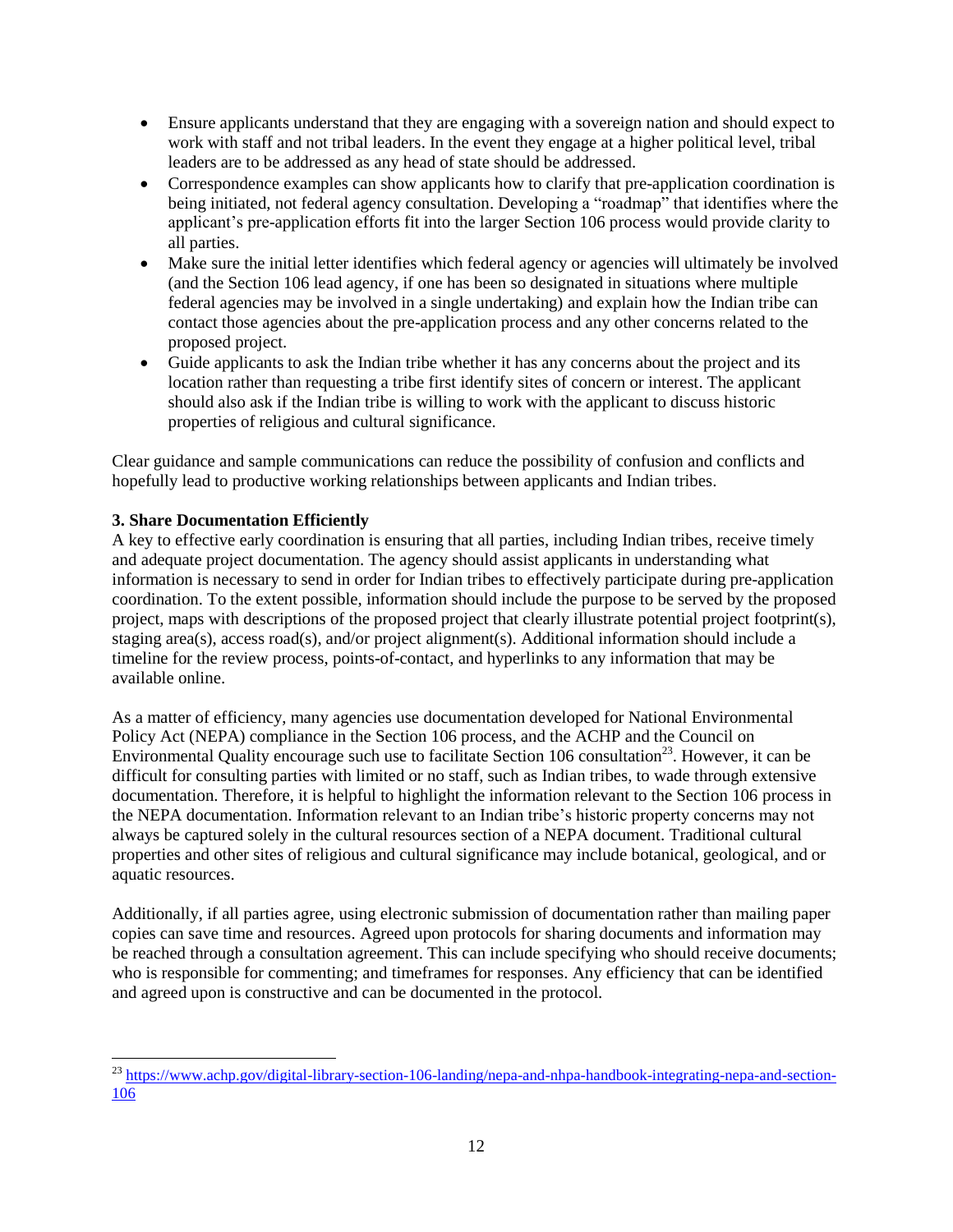- Ensure applicants understand that they are engaging with a sovereign nation and should expect to work with staff and not tribal leaders. In the event they engage at a higher political level, tribal leaders are to be addressed as any head of state should be addressed.
- Correspondence examples can show applicants how to clarify that pre-application coordination is being initiated, not federal agency consultation. Developing a "roadmap" that identifies where the applicant's pre-application efforts fit into the larger Section 106 process would provide clarity to all parties.
- Make sure the initial letter identifies which federal agency or agencies will ultimately be involved (and the Section 106 lead agency, if one has been so designated in situations where multiple federal agencies may be involved in a single undertaking) and explain how the Indian tribe can contact those agencies about the pre-application process and any other concerns related to the proposed project.
- Guide applicants to ask the Indian tribe whether it has any concerns about the project and its location rather than requesting a tribe first identify sites of concern or interest. The applicant should also ask if the Indian tribe is willing to work with the applicant to discuss historic properties of religious and cultural significance.

Clear guidance and sample communications can reduce the possibility of confusion and conflicts and hopefully lead to productive working relationships between applicants and Indian tribes.

**3. Share Documentation Efficiently**

A key to effective early coordination is ensuring that all parties, including Indian tribes, receive timely and adequate project documentation. The agency should assist applicants in understanding what information is necessary to send in order for Indian tribes to effectively participate during pre-application coordination. To the extent possible, information should include the purpose to be served by the proposed project, maps with descriptions of the proposed project that clearly illustrate potential project footprint(s), staging area(s), access road(s), and/or project alignment(s). Additional information should include a timeline for the review process, points-of-contact, and hyperlinks to any information that may be available online.

As a matter of efficiency, many agencies use documentation developed for National Environmental Policy Act (NEPA) compliance in the Section 106 process, and the ACHP and the Council on Environmental Quality encourage such use to facilitate Section 106 consultation[23]. However, it can be difficult for consulting parties with limited or no staff, such as Indian tribes, to wade through extensive documentation. Therefore, it is helpful to highlight the information relevant to the Section 106 process in the NEPA documentation. Information relevant to an Indian tribe's historic property concerns may not always be captured solely in the cultural resources section of a NEPA document. Traditional cultural properties and other sites of religious and cultural significance may include botanical, geological, and or aquatic resources.

Additionally, if all parties agree, using electronic submission of documentation rather than mailing paper copies can save time and resources. Agreed upon protocols for sharing documents and information may be reached through a consultation agreement. This can include specifying who should receive documents; who is responsible for commenting; and timeframes for responses. Any efficiency that can be identified and agreed upon is constructive and can be documented in the protocol.

---

[23] https://www.achp.gov/digital-library-section-106-landing/nepa-and-nhpa-handbook-integrating-nepa-and-section-106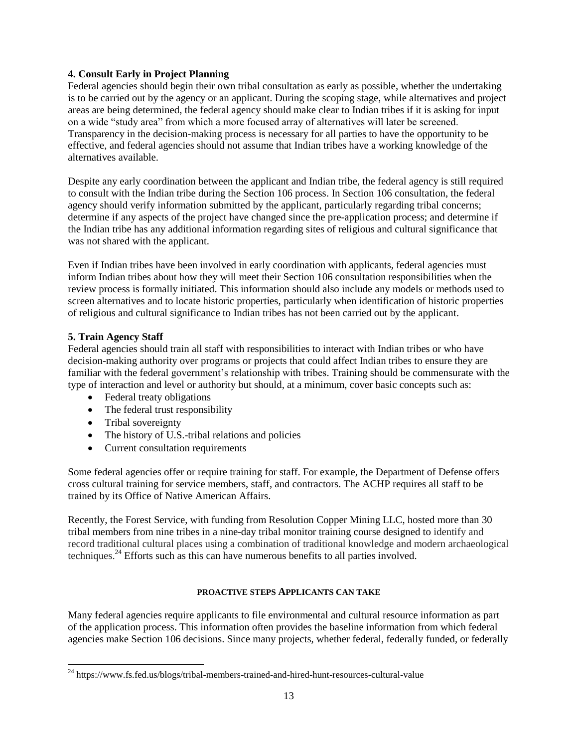### 4. Consult Early in Project Planning

Federal agencies should begin their own tribal consultation as early as possible, whether the undertaking is to be carried out by the agency or an applicant. During the scoping stage, while alternatives and project areas are being determined, the federal agency should make clear to Indian tribes if it is asking for input on a wide "study area" from which a more focused array of alternatives will later be screened. Transparency in the decision-making process is necessary for all parties to have the opportunity to be effective, and federal agencies should not assume that Indian tribes have a working knowledge of the alternatives available.

Despite any early coordination between the applicant and Indian tribe, the federal agency is still required to consult with the Indian tribe during the Section 106 process. In Section 106 consultation, the federal agency should verify information submitted by the applicant, particularly regarding tribal concerns; determine if any aspects of the project have changed since the pre-application process; and determine if the Indian tribe has any additional information regarding sites of religious and cultural significance that was not shared with the applicant.

Even if Indian tribes have been involved in early coordination with applicants, federal agencies must inform Indian tribes about how they will meet their Section 106 consultation responsibilities when the review process is formally initiated. This information should also include any models or methods used to screen alternatives and to locate historic properties, particularly when identification of historic properties of religious and cultural significance to Indian tribes has not been carried out by the applicant.

### 5. Train Agency Staff

Federal agencies should train all staff with responsibilities to interact with Indian tribes or who have decision-making authority over programs or projects that could affect Indian tribes to ensure they are familiar with the federal government's relationship with tribes. Training should be commensurate with the type of interaction and level or authority but should, at a minimum, cover basic concepts such as:

- Federal treaty obligations
- The federal trust responsibility
- Tribal sovereignty
- The history of U.S.-tribal relations and policies
- Current consultation requirements

Some federal agencies offer or require training for staff. For example, the Department of Defense offers cross cultural training for service members, staff, and contractors. The ACHP requires all staff to be trained by its Office of Native American Affairs.

Recently, the Forest Service, with funding from Resolution Copper Mining LLC, hosted more than 30 tribal members from nine tribes in a nine-day tribal monitor training course designed to identify and record traditional cultural places using a combination of traditional knowledge and modern archaeological techniques.[24] Efforts such as this can have numerous benefits to all parties involved.

#### PROACTIVE STEPS APPLICANTS CAN TAKE

Many federal agencies require applicants to file environmental and cultural resource information as part of the application process. This information often provides the baseline information from which federal agencies make Section 106 decisions. Since many projects, whether federal, federally funded, or federally

[24] https://www.fs.fed.us/blogs/tribal-members-trained-and-hired-hunt-resources-cultural-value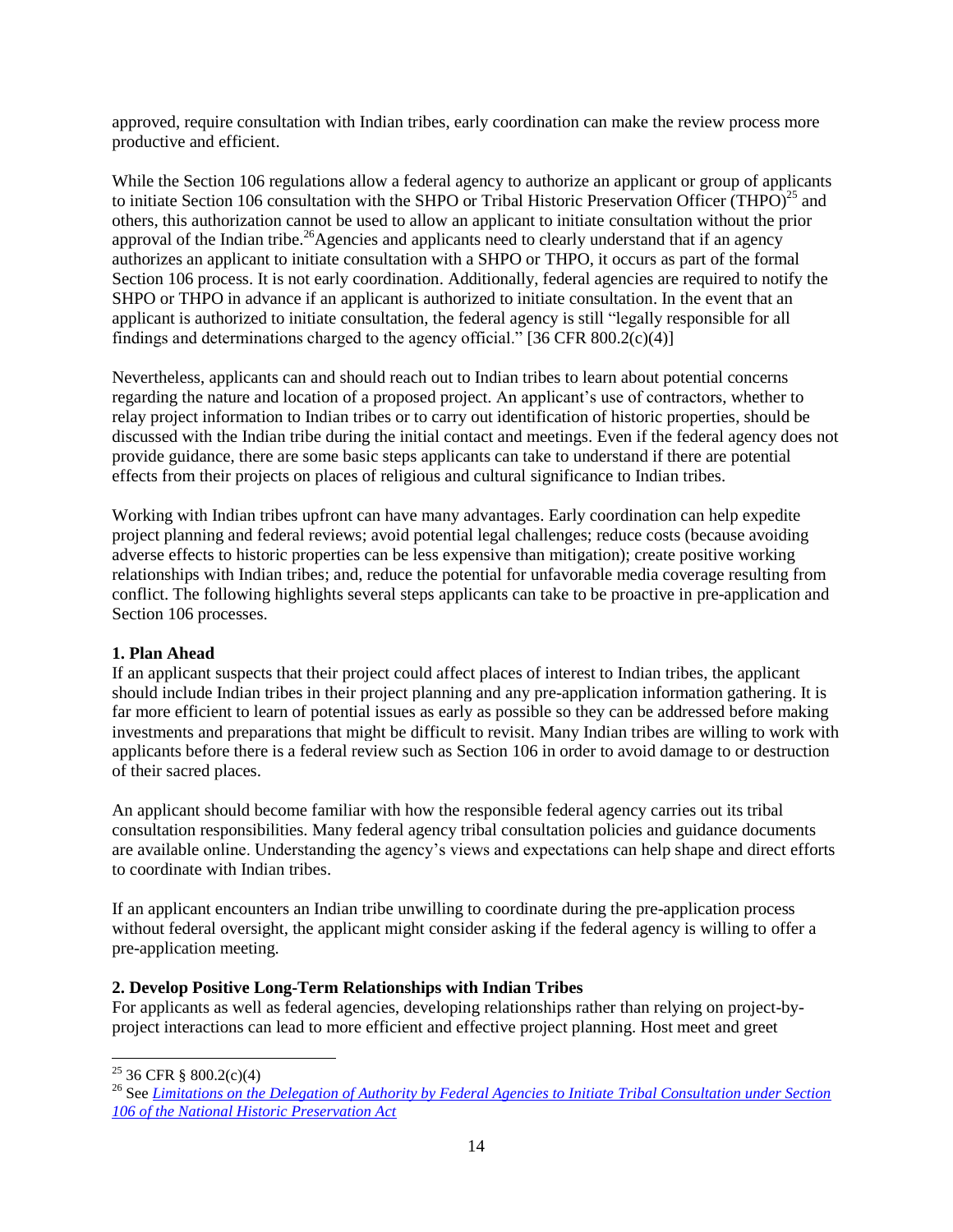approved, require consultation with Indian tribes, early coordination can make the review process more productive and efficient.

While the Section 106 regulations allow a federal agency to authorize an applicant or group of applicants to initiate Section 106 consultation with the SHPO or Tribal Historic Preservation Officer (THPO)[25] and others, this authorization cannot be used to allow an applicant to initiate consultation without the prior approval of the Indian tribe.[26] Agencies and applicants need to clearly understand that if an agency authorizes an applicant to initiate consultation with a SHPO or THPO, it occurs as part of the formal Section 106 process. It is not early coordination. Additionally, federal agencies are required to notify the SHPO or THPO in advance if an applicant is authorized to initiate consultation. In the event that an applicant is authorized to initiate consultation, the federal agency is still "legally responsible for all findings and determinations charged to the agency official." [36 CFR 800.2(c)(4)]

Nevertheless, applicants can and should reach out to Indian tribes to learn about potential concerns regarding the nature and location of a proposed project. An applicant's use of contractors, whether to relay project information to Indian tribes or to carry out identification of historic properties, should be discussed with the Indian tribe during the initial contact and meetings. Even if the federal agency does not provide guidance, there are some basic steps applicants can take to understand if there are potential effects from their projects on places of religious and cultural significance to Indian tribes.

Working with Indian tribes upfront can have many advantages. Early coordination can help expedite project planning and federal reviews; avoid potential legal challenges; reduce costs (because avoiding adverse effects to historic properties can be less expensive than mitigation); create positive working relationships with Indian tribes; and, reduce the potential for unfavorable media coverage resulting from conflict. The following highlights several steps applicants can take to be proactive in pre-application and Section 106 processes.

**1. Plan Ahead**

If an applicant suspects that their project could affect places of interest to Indian tribes, the applicant should include Indian tribes in their project planning and any pre-application information gathering. It is far more efficient to learn of potential issues as early as possible so they can be addressed before making investments and preparations that might be difficult to revisit. Many Indian tribes are willing to work with applicants before there is a federal review such as Section 106 in order to avoid damage to or destruction of their sacred places.

An applicant should become familiar with how the responsible federal agency carries out its tribal consultation responsibilities. Many federal agency tribal consultation policies and guidance documents are available online. Understanding the agency's views and expectations can help shape and direct efforts to coordinate with Indian tribes.

If an applicant encounters an Indian tribe unwilling to coordinate during the pre-application process without federal oversight, the applicant might consider asking if the federal agency is willing to offer a pre-application meeting.

**2. Develop Positive Long-Term Relationships with Indian Tribes**

For applicants as well as federal agencies, developing relationships rather than relying on project-by-project interactions can lead to more efficient and effective project planning. Host meet and greet

---

[25] 36 CFR § 800.2(c)(4)

[26] See *Limitations on the Delegation of Authority by Federal Agencies to Initiate Tribal Consultation under Section 106 of the National Historic Preservation Act*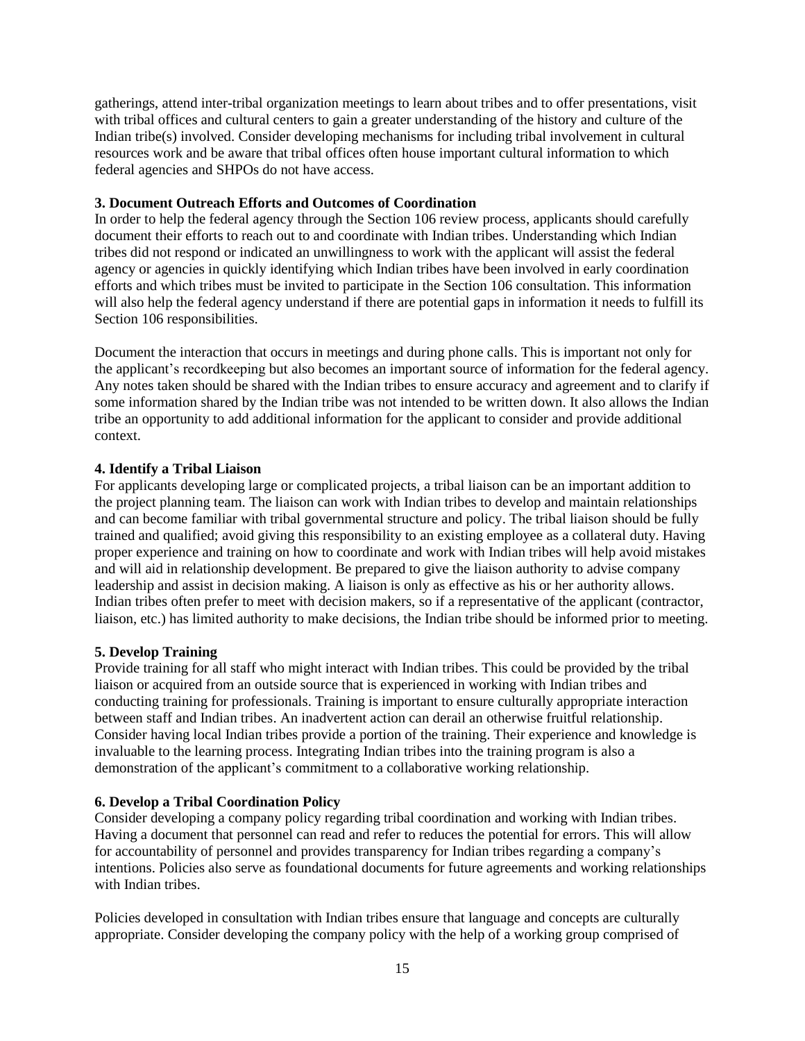gatherings, attend inter-tribal organization meetings to learn about tribes and to offer presentations, visit with tribal offices and cultural centers to gain a greater understanding of the history and culture of the Indian tribe(s) involved. Consider developing mechanisms for including tribal involvement in cultural resources work and be aware that tribal offices often house important cultural information to which federal agencies and SHPOs do not have access.

**3. Document Outreach Efforts and Outcomes of Coordination**

In order to help the federal agency through the Section 106 review process, applicants should carefully document their efforts to reach out to and coordinate with Indian tribes. Understanding which Indian tribes did not respond or indicated an unwillingness to work with the applicant will assist the federal agency or agencies in quickly identifying which Indian tribes have been involved in early coordination efforts and which tribes must be invited to participate in the Section 106 consultation. This information will also help the federal agency understand if there are potential gaps in information it needs to fulfill its Section 106 responsibilities.

Document the interaction that occurs in meetings and during phone calls. This is important not only for the applicant's recordkeeping but also becomes an important source of information for the federal agency. Any notes taken should be shared with the Indian tribes to ensure accuracy and agreement and to clarify if some information shared by the Indian tribe was not intended to be written down. It also allows the Indian tribe an opportunity to add additional information for the applicant to consider and provide additional context.

**4. Identify a Tribal Liaison**

For applicants developing large or complicated projects, a tribal liaison can be an important addition to the project planning team. The liaison can work with Indian tribes to develop and maintain relationships and can become familiar with tribal governmental structure and policy. The tribal liaison should be fully trained and qualified; avoid giving this responsibility to an existing employee as a collateral duty. Having proper experience and training on how to coordinate and work with Indian tribes will help avoid mistakes and will aid in relationship development. Be prepared to give the liaison authority to advise company leadership and assist in decision making. A liaison is only as effective as his or her authority allows. Indian tribes often prefer to meet with decision makers, so if a representative of the applicant (contractor, liaison, etc.) has limited authority to make decisions, the Indian tribe should be informed prior to meeting.

**5. Develop Training**

Provide training for all staff who might interact with Indian tribes. This could be provided by the tribal liaison or acquired from an outside source that is experienced in working with Indian tribes and conducting training for professionals. Training is important to ensure culturally appropriate interaction between staff and Indian tribes. An inadvertent action can derail an otherwise fruitful relationship. Consider having local Indian tribes provide a portion of the training. Their experience and knowledge is invaluable to the learning process. Integrating Indian tribes into the training program is also a demonstration of the applicant's commitment to a collaborative working relationship.

**6. Develop a Tribal Coordination Policy**

Consider developing a company policy regarding tribal coordination and working with Indian tribes. Having a document that personnel can read and refer to reduces the potential for errors. This will allow for accountability of personnel and provides transparency for Indian tribes regarding a company's intentions. Policies also serve as foundational documents for future agreements and working relationships with Indian tribes.

Policies developed in consultation with Indian tribes ensure that language and concepts are culturally appropriate. Consider developing the company policy with the help of a working group comprised of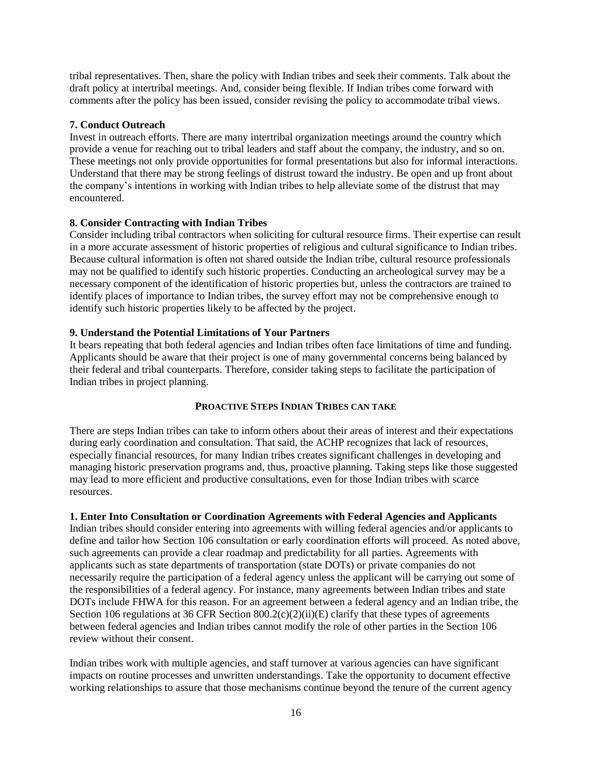tribal representatives. Then, share the policy with Indian tribes and seek their comments. Talk about the draft policy at intertribal meetings. And, consider being flexible. If Indian tribes come forward with comments after the policy has been issued, consider revising the policy to accommodate tribal views.

**7. Conduct Outreach**

Invest in outreach efforts. There are many intertribal organization meetings around the country which provide a venue for reaching out to tribal leaders and staff about the company, the industry, and so on. These meetings not only provide opportunities for formal presentations but also for informal interactions. Understand that there may be strong feelings of distrust toward the industry. Be open and up front about the company's intentions in working with Indian tribes to help alleviate some of the distrust that may encountered.

**8. Consider Contracting with Indian Tribes**

Consider including tribal contractors when soliciting for cultural resource firms. Their expertise can result in a more accurate assessment of historic properties of religious and cultural significance to Indian tribes. Because cultural information is often not shared outside the Indian tribe, cultural resource professionals may not be qualified to identify such historic properties. Conducting an archeological survey may be a necessary component of the identification of historic properties but, unless the contractors are trained to identify places of importance to Indian tribes, the survey effort may not be comprehensive enough to identify such historic properties likely to be affected by the project.

**9. Understand the Potential Limitations of Your Partners**

It bears repeating that both federal agencies and Indian tribes often face limitations of time and funding. Applicants should be aware that their project is one of many governmental concerns being balanced by their federal and tribal counterparts. Therefore, consider taking steps to facilitate the participation of Indian tribes in project planning.

## PROACTIVE STEPS INDIAN TRIBES CAN TAKE

There are steps Indian tribes can take to inform others about their areas of interest and their expectations during early coordination and consultation. That said, the ACHP recognizes that lack of resources, especially financial resources, for many Indian tribes creates significant challenges in developing and managing historic preservation programs and, thus, proactive planning. Taking steps like those suggested may lead to more efficient and productive consultations, even for those Indian tribes with scarce resources.

**1. Enter Into Consultation or Coordination Agreements with Federal Agencies and Applicants**

Indian tribes should consider entering into agreements with willing federal agencies and/or applicants to define and tailor how Section 106 consultation or early coordination efforts will proceed. As noted above, such agreements can provide a clear roadmap and predictability for all parties. Agreements with applicants such as state departments of transportation (state DOTs) or private companies do not necessarily require the participation of a federal agency unless the applicant will be carrying out some of the responsibilities of a federal agency. For instance, many agreements between Indian tribes and state DOTs include FHWA for this reason. For an agreement between a federal agency and an Indian tribe, the Section 106 regulations at 36 CFR Section 800.2(c)(2)(ii)(E) clarify that these types of agreements between federal agencies and Indian tribes cannot modify the role of other parties in the Section 106 review without their consent.

Indian tribes work with multiple agencies, and staff turnover at various agencies can have significant impacts on routine processes and unwritten understandings. Take the opportunity to document effective working relationships to assure that those mechanisms continue beyond the tenure of the current agency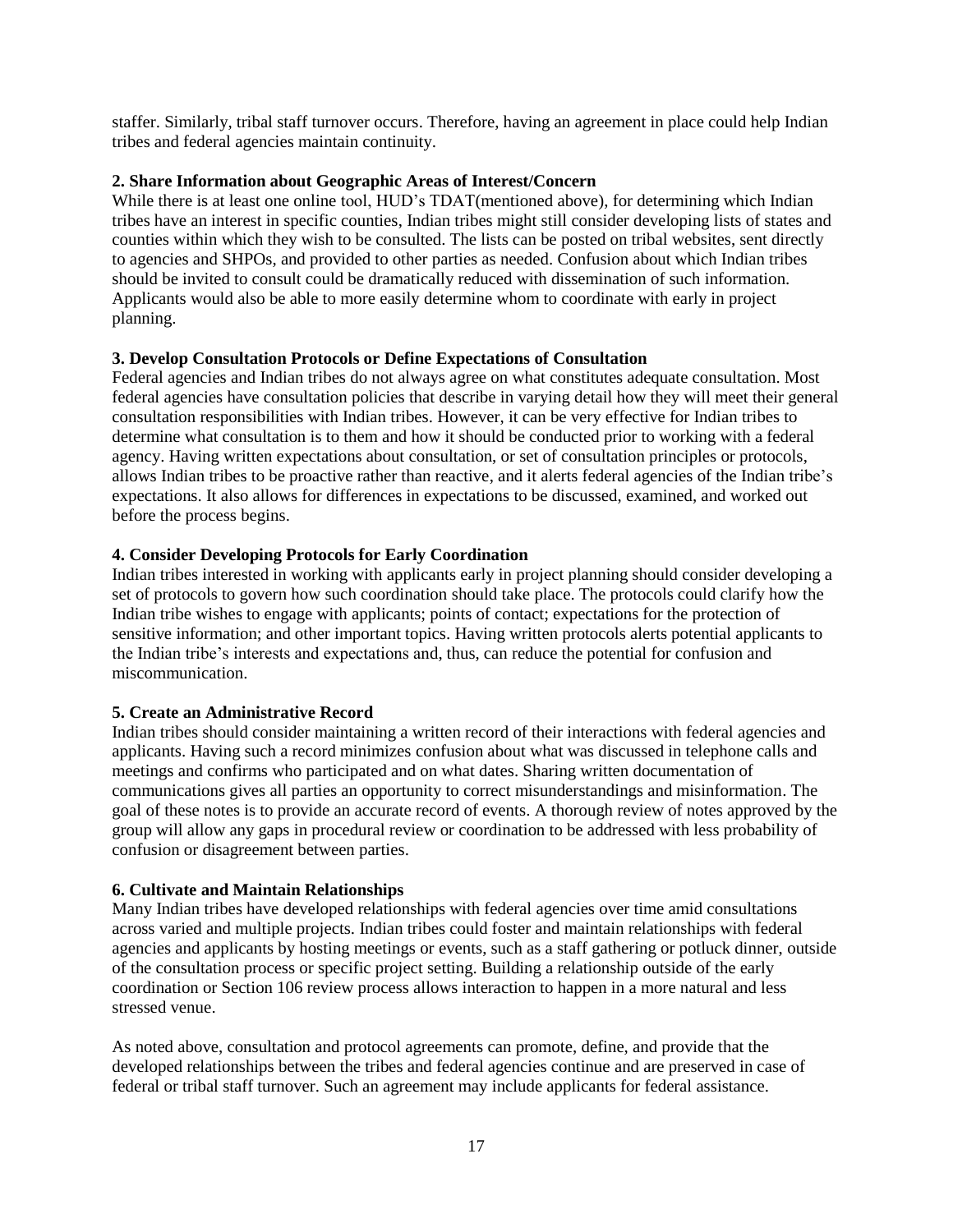staffer. Similarly, tribal staff turnover occurs. Therefore, having an agreement in place could help Indian tribes and federal agencies maintain continuity.

**2. Share Information about Geographic Areas of Interest/Concern**

While there is at least one online tool, HUD's TDAT(mentioned above), for determining which Indian tribes have an interest in specific counties, Indian tribes might still consider developing lists of states and counties within which they wish to be consulted. The lists can be posted on tribal websites, sent directly to agencies and SHPOs, and provided to other parties as needed. Confusion about which Indian tribes should be invited to consult could be dramatically reduced with dissemination of such information. Applicants would also be able to more easily determine whom to coordinate with early in project planning.

**3. Develop Consultation Protocols or Define Expectations of Consultation**

Federal agencies and Indian tribes do not always agree on what constitutes adequate consultation. Most federal agencies have consultation policies that describe in varying detail how they will meet their general consultation responsibilities with Indian tribes. However, it can be very effective for Indian tribes to determine what consultation is to them and how it should be conducted prior to working with a federal agency. Having written expectations about consultation, or set of consultation principles or protocols, allows Indian tribes to be proactive rather than reactive, and it alerts federal agencies of the Indian tribe's expectations. It also allows for differences in expectations to be discussed, examined, and worked out before the process begins.

**4. Consider Developing Protocols for Early Coordination**

Indian tribes interested in working with applicants early in project planning should consider developing a set of protocols to govern how such coordination should take place. The protocols could clarify how the Indian tribe wishes to engage with applicants; points of contact; expectations for the protection of sensitive information; and other important topics. Having written protocols alerts potential applicants to the Indian tribe's interests and expectations and, thus, can reduce the potential for confusion and miscommunication.

**5. Create an Administrative Record**

Indian tribes should consider maintaining a written record of their interactions with federal agencies and applicants. Having such a record minimizes confusion about what was discussed in telephone calls and meetings and confirms who participated and on what dates. Sharing written documentation of communications gives all parties an opportunity to correct misunderstandings and misinformation. The goal of these notes is to provide an accurate record of events. A thorough review of notes approved by the group will allow any gaps in procedural review or coordination to be addressed with less probability of confusion or disagreement between parties.

**6. Cultivate and Maintain Relationships**

Many Indian tribes have developed relationships with federal agencies over time amid consultations across varied and multiple projects. Indian tribes could foster and maintain relationships with federal agencies and applicants by hosting meetings or events, such as a staff gathering or potluck dinner, outside of the consultation process or specific project setting. Building a relationship outside of the early coordination or Section 106 review process allows interaction to happen in a more natural and less stressed venue.

As noted above, consultation and protocol agreements can promote, define, and provide that the developed relationships between the tribes and federal agencies continue and are preserved in case of federal or tribal staff turnover. Such an agreement may include applicants for federal assistance.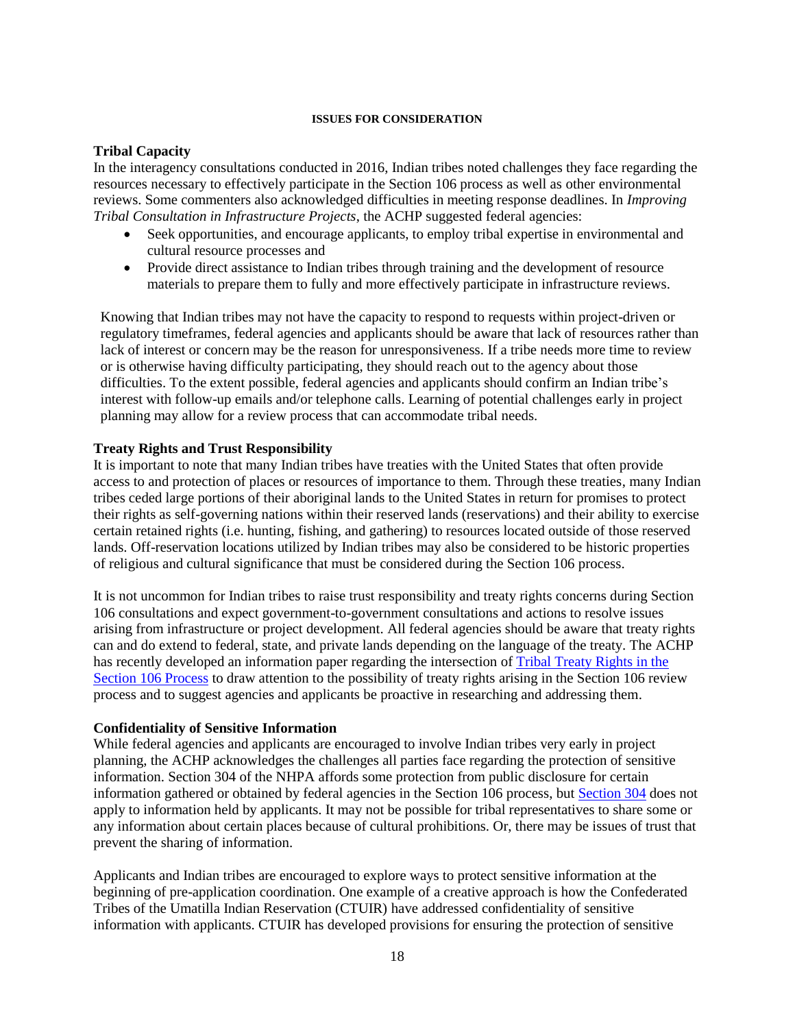#### ISSUES FOR CONSIDERATION

**Tribal Capacity**

In the interagency consultations conducted in 2016, Indian tribes noted challenges they face regarding the resources necessary to effectively participate in the Section 106 process as well as other environmental reviews. Some commenters also acknowledged difficulties in meeting response deadlines. In *Improving Tribal Consultation in Infrastructure Projects*, the ACHP suggested federal agencies:

- Seek opportunities, and encourage applicants, to employ tribal expertise in environmental and cultural resource processes and
- Provide direct assistance to Indian tribes through training and the development of resource materials to prepare them to fully and more effectively participate in infrastructure reviews.

Knowing that Indian tribes may not have the capacity to respond to requests within project-driven or regulatory timeframes, federal agencies and applicants should be aware that lack of resources rather than lack of interest or concern may be the reason for unresponsiveness. If a tribe needs more time to review or is otherwise having difficulty participating, they should reach out to the agency about those difficulties. To the extent possible, federal agencies and applicants should confirm an Indian tribe's interest with follow-up emails and/or telephone calls. Learning of potential challenges early in project planning may allow for a review process that can accommodate tribal needs.

**Treaty Rights and Trust Responsibility**

It is important to note that many Indian tribes have treaties with the United States that often provide access to and protection of places or resources of importance to them. Through these treaties, many Indian tribes ceded large portions of their aboriginal lands to the United States in return for promises to protect their rights as self-governing nations within their reserved lands (reservations) and their ability to exercise certain retained rights (i.e. hunting, fishing, and gathering) to resources located outside of those reserved lands. Off-reservation locations utilized by Indian tribes may also be considered to be historic properties of religious and cultural significance that must be considered during the Section 106 process.

It is not uncommon for Indian tribes to raise trust responsibility and treaty rights concerns during Section 106 consultations and expect government-to-government consultations and actions to resolve issues arising from infrastructure or project development. All federal agencies should be aware that treaty rights can and do extend to federal, state, and private lands depending on the language of the treaty. The ACHP has recently developed an information paper regarding the intersection of Tribal Treaty Rights in the Section 106 Process to draw attention to the possibility of treaty rights arising in the Section 106 review process and to suggest agencies and applicants be proactive in researching and addressing them.

**Confidentiality of Sensitive Information**

While federal agencies and applicants are encouraged to involve Indian tribes very early in project planning, the ACHP acknowledges the challenges all parties face regarding the protection of sensitive information. Section 304 of the NHPA affords some protection from public disclosure for certain information gathered or obtained by federal agencies in the Section 106 process, but Section 304 does not apply to information held by applicants. It may not be possible for tribal representatives to share some or any information about certain places because of cultural prohibitions. Or, there may be issues of trust that prevent the sharing of information.

Applicants and Indian tribes are encouraged to explore ways to protect sensitive information at the beginning of pre-application coordination. One example of a creative approach is how the Confederated Tribes of the Umatilla Indian Reservation (CTUIR) have addressed confidentiality of sensitive information with applicants. CTUIR has developed provisions for ensuring the protection of sensitive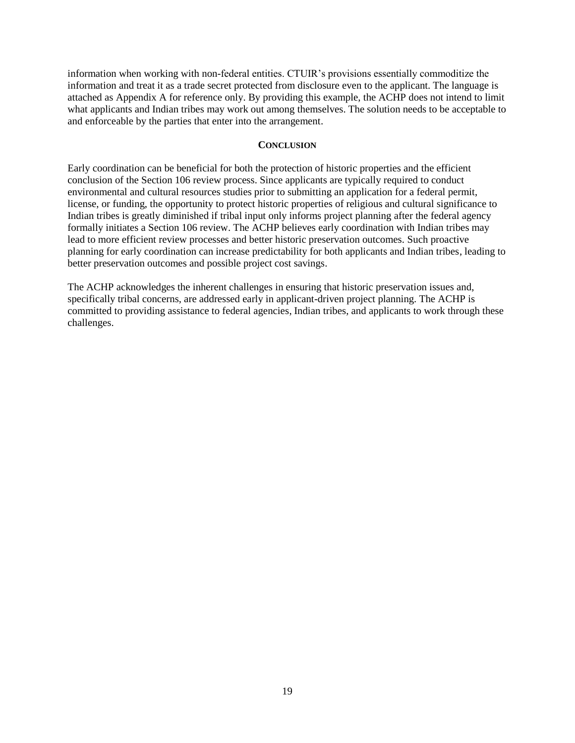information when working with non-federal entities. CTUIR's provisions essentially commoditize the information and treat it as a trade secret protected from disclosure even to the applicant. The language is attached as Appendix A for reference only. By providing this example, the ACHP does not intend to limit what applicants and Indian tribes may work out among themselves. The solution needs to be acceptable to and enforceable by the parties that enter into the arrangement.

## CONCLUSION

Early coordination can be beneficial for both the protection of historic properties and the efficient conclusion of the Section 106 review process. Since applicants are typically required to conduct environmental and cultural resources studies prior to submitting an application for a federal permit, license, or funding, the opportunity to protect historic properties of religious and cultural significance to Indian tribes is greatly diminished if tribal input only informs project planning after the federal agency formally initiates a Section 106 review. The ACHP believes early coordination with Indian tribes may lead to more efficient review processes and better historic preservation outcomes. Such proactive planning for early coordination can increase predictability for both applicants and Indian tribes, leading to better preservation outcomes and possible project cost savings.

The ACHP acknowledges the inherent challenges in ensuring that historic preservation issues and, specifically tribal concerns, are addressed early in applicant-driven project planning. The ACHP is committed to providing assistance to federal agencies, Indian tribes, and applicants to work through these challenges.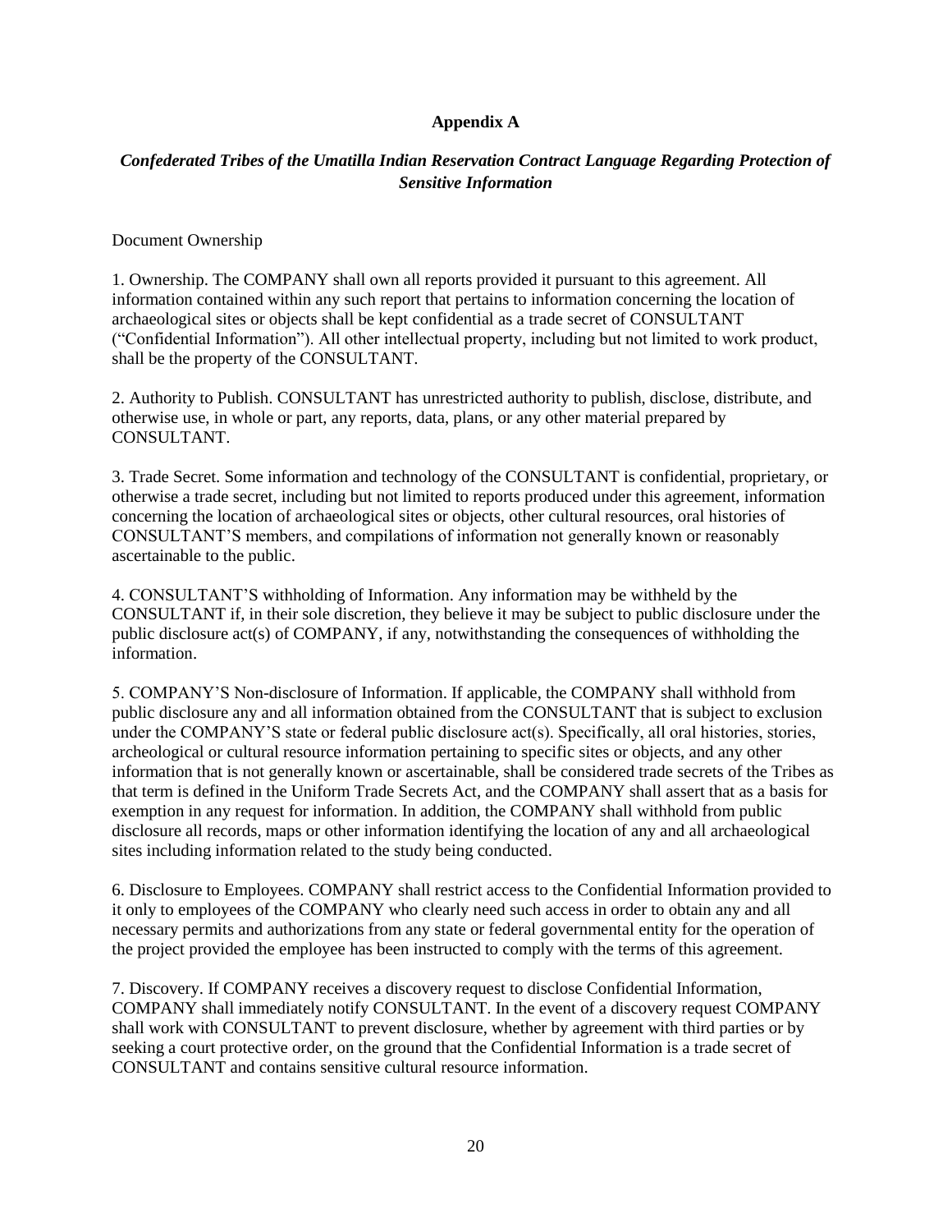**Appendix A**

***Confederated Tribes of the Umatilla Indian Reservation Contract Language Regarding Protection of Sensitive Information***

Document Ownership

1. Ownership. The COMPANY shall own all reports provided it pursuant to this agreement. All information contained within any such report that pertains to information concerning the location of archaeological sites or objects shall be kept confidential as a trade secret of CONSULTANT ("Confidential Information"). All other intellectual property, including but not limited to work product, shall be the property of the CONSULTANT.

2. Authority to Publish. CONSULTANT has unrestricted authority to publish, disclose, distribute, and otherwise use, in whole or part, any reports, data, plans, or any other material prepared by CONSULTANT.

3. Trade Secret. Some information and technology of the CONSULTANT is confidential, proprietary, or otherwise a trade secret, including but not limited to reports produced under this agreement, information concerning the location of archaeological sites or objects, other cultural resources, oral histories of CONSULTANT'S members, and compilations of information not generally known or reasonably ascertainable to the public.

4. CONSULTANT'S withholding of Information. Any information may be withheld by the CONSULTANT if, in their sole discretion, they believe it may be subject to public disclosure under the public disclosure act(s) of COMPANY, if any, notwithstanding the consequences of withholding the information.

5. COMPANY'S Non-disclosure of Information. If applicable, the COMPANY shall withhold from public disclosure any and all information obtained from the CONSULTANT that is subject to exclusion under the COMPANY'S state or federal public disclosure act(s). Specifically, all oral histories, stories, archeological or cultural resource information pertaining to specific sites or objects, and any other information that is not generally known or ascertainable, shall be considered trade secrets of the Tribes as that term is defined in the Uniform Trade Secrets Act, and the COMPANY shall assert that as a basis for exemption in any request for information. In addition, the COMPANY shall withhold from public disclosure all records, maps or other information identifying the location of any and all archaeological sites including information related to the study being conducted.

6. Disclosure to Employees. COMPANY shall restrict access to the Confidential Information provided to it only to employees of the COMPANY who clearly need such access in order to obtain any and all necessary permits and authorizations from any state or federal governmental entity for the operation of the project provided the employee has been instructed to comply with the terms of this agreement.

7. Discovery. If COMPANY receives a discovery request to disclose Confidential Information, COMPANY shall immediately notify CONSULTANT. In the event of a discovery request COMPANY shall work with CONSULTANT to prevent disclosure, whether by agreement with third parties or by seeking a court protective order, on the ground that the Confidential Information is a trade secret of CONSULTANT and contains sensitive cultural resource information.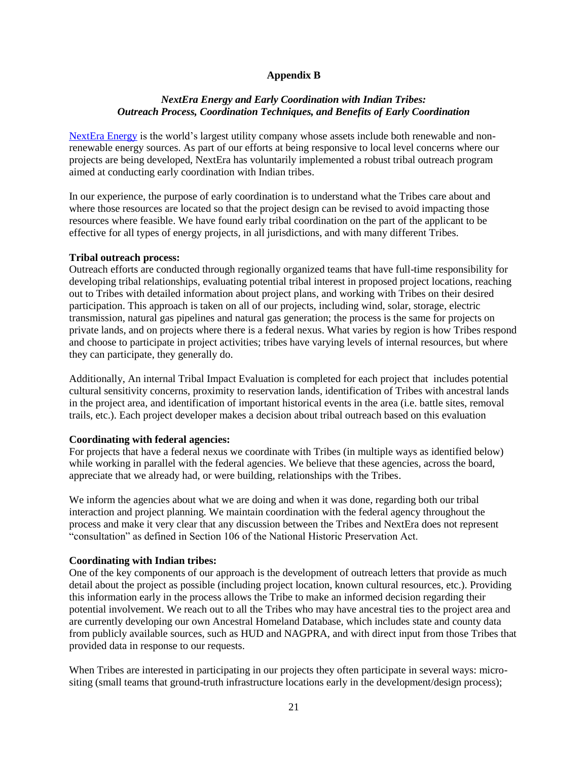# Appendix B

## *NextEra Energy and Early Coordination with Indian Tribes: Outreach Process, Coordination Techniques, and Benefits of Early Coordination*

NextEra Energy is the world's largest utility company whose assets include both renewable and non-renewable energy sources. As part of our efforts at being responsive to local level concerns where our projects are being developed, NextEra has voluntarily implemented a robust tribal outreach program aimed at conducting early coordination with Indian tribes.

In our experience, the purpose of early coordination is to understand what the Tribes care about and where those resources are located so that the project design can be revised to avoid impacting those resources where feasible. We have found early tribal coordination on the part of the applicant to be effective for all types of energy projects, in all jurisdictions, and with many different Tribes.

**Tribal outreach process:**

Outreach efforts are conducted through regionally organized teams that have full-time responsibility for developing tribal relationships, evaluating potential tribal interest in proposed project locations, reaching out to Tribes with detailed information about project plans, and working with Tribes on their desired participation. This approach is taken on all of our projects, including wind, solar, storage, electric transmission, natural gas pipelines and natural gas generation; the process is the same for projects on private lands, and on projects where there is a federal nexus. What varies by region is how Tribes respond and choose to participate in project activities; tribes have varying levels of internal resources, but where they can participate, they generally do.

Additionally, An internal Tribal Impact Evaluation is completed for each project that includes potential cultural sensitivity concerns, proximity to reservation lands, identification of Tribes with ancestral lands in the project area, and identification of important historical events in the area (i.e. battle sites, removal trails, etc.). Each project developer makes a decision about tribal outreach based on this evaluation

**Coordinating with federal agencies:**

For projects that have a federal nexus we coordinate with Tribes (in multiple ways as identified below) while working in parallel with the federal agencies. We believe that these agencies, across the board, appreciate that we already had, or were building, relationships with the Tribes.

We inform the agencies about what we are doing and when it was done, regarding both our tribal interaction and project planning. We maintain coordination with the federal agency throughout the process and make it very clear that any discussion between the Tribes and NextEra does not represent "consultation" as defined in Section 106 of the National Historic Preservation Act.

**Coordinating with Indian tribes:**

One of the key components of our approach is the development of outreach letters that provide as much detail about the project as possible (including project location, known cultural resources, etc.). Providing this information early in the process allows the Tribe to make an informed decision regarding their potential involvement. We reach out to all the Tribes who may have ancestral ties to the project area and are currently developing our own Ancestral Homeland Database, which includes state and county data from publicly available sources, such as HUD and NAGPRA, and with direct input from those Tribes that provided data in response to our requests.

When Tribes are interested in participating in our projects they often participate in several ways: micro-siting (small teams that ground-truth infrastructure locations early in the development/design process);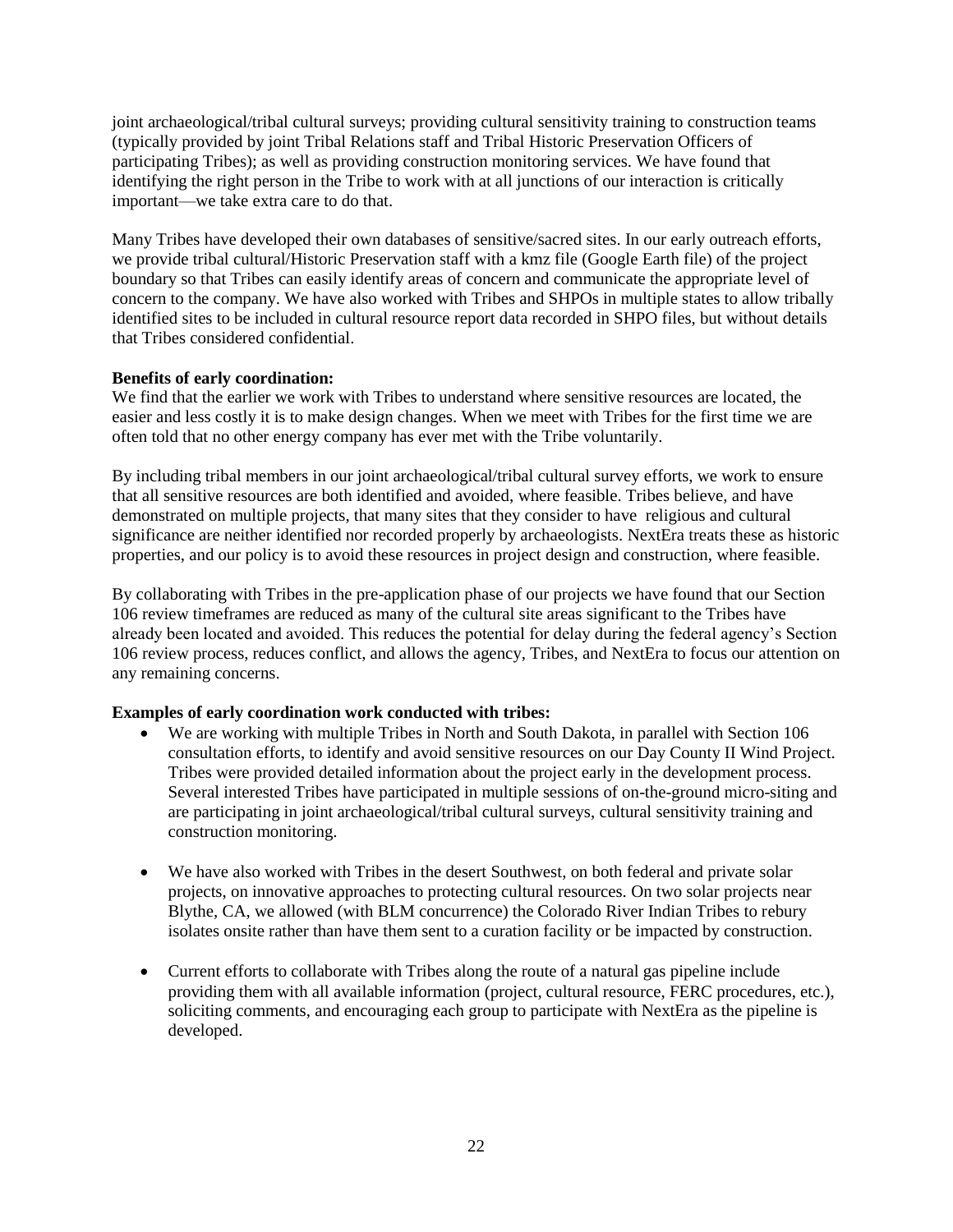joint archaeological/tribal cultural surveys; providing cultural sensitivity training to construction teams (typically provided by joint Tribal Relations staff and Tribal Historic Preservation Officers of participating Tribes); as well as providing construction monitoring services. We have found that identifying the right person in the Tribe to work with at all junctions of our interaction is critically important—we take extra care to do that.

Many Tribes have developed their own databases of sensitive/sacred sites. In our early outreach efforts, we provide tribal cultural/Historic Preservation staff with a kmz file (Google Earth file) of the project boundary so that Tribes can easily identify areas of concern and communicate the appropriate level of concern to the company. We have also worked with Tribes and SHPOs in multiple states to allow tribally identified sites to be included in cultural resource report data recorded in SHPO files, but without details that Tribes considered confidential.

**Benefits of early coordination:**

We find that the earlier we work with Tribes to understand where sensitive resources are located, the easier and less costly it is to make design changes. When we meet with Tribes for the first time we are often told that no other energy company has ever met with the Tribe voluntarily.

By including tribal members in our joint archaeological/tribal cultural survey efforts, we work to ensure that all sensitive resources are both identified and avoided, where feasible. Tribes believe, and have demonstrated on multiple projects, that many sites that they consider to have religious and cultural significance are neither identified nor recorded properly by archaeologists. NextEra treats these as historic properties, and our policy is to avoid these resources in project design and construction, where feasible.

By collaborating with Tribes in the pre-application phase of our projects we have found that our Section 106 review timeframes are reduced as many of the cultural site areas significant to the Tribes have already been located and avoided. This reduces the potential for delay during the federal agency's Section 106 review process, reduces conflict, and allows the agency, Tribes, and NextEra to focus our attention on any remaining concerns.

**Examples of early coordination work conducted with tribes:**

- We are working with multiple Tribes in North and South Dakota, in parallel with Section 106 consultation efforts, to identify and avoid sensitive resources on our Day County II Wind Project. Tribes were provided detailed information about the project early in the development process. Several interested Tribes have participated in multiple sessions of on-the-ground micro-siting and are participating in joint archaeological/tribal cultural surveys, cultural sensitivity training and construction monitoring.

- We have also worked with Tribes in the desert Southwest, on both federal and private solar projects, on innovative approaches to protecting cultural resources. On two solar projects near Blythe, CA, we allowed (with BLM concurrence) the Colorado River Indian Tribes to rebury isolates onsite rather than have them sent to a curation facility or be impacted by construction.

- Current efforts to collaborate with Tribes along the route of a natural gas pipeline include providing them with all available information (project, cultural resource, FERC procedures, etc.), soliciting comments, and encouraging each group to participate with NextEra as the pipeline is developed.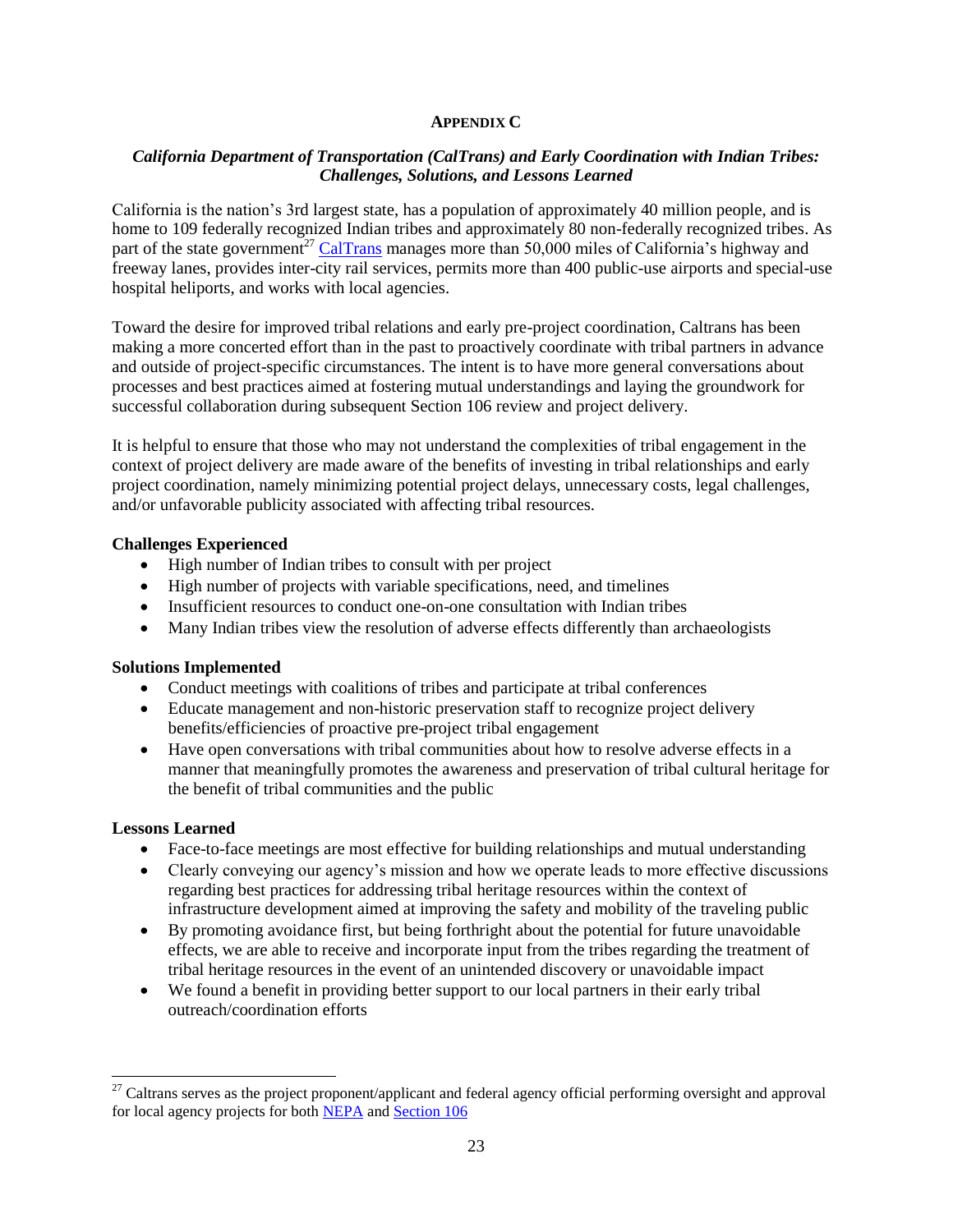## APPENDIX C

### *California Department of Transportation (CalTrans) and Early Coordination with Indian Tribes: Challenges, Solutions, and Lessons Learned*

California is the nation's 3rd largest state, has a population of approximately 40 million people, and is home to 109 federally recognized Indian tribes and approximately 80 non-federally recognized tribes. As part of the state government[27] CalTrans manages more than 50,000 miles of California's highway and freeway lanes, provides inter-city rail services, permits more than 400 public-use airports and special-use hospital heliports, and works with local agencies.

Toward the desire for improved tribal relations and early pre-project coordination, Caltrans has been making a more concerted effort than in the past to proactively coordinate with tribal partners in advance and outside of project-specific circumstances. The intent is to have more general conversations about processes and best practices aimed at fostering mutual understandings and laying the groundwork for successful collaboration during subsequent Section 106 review and project delivery.

It is helpful to ensure that those who may not understand the complexities of tribal engagement in the context of project delivery are made aware of the benefits of investing in tribal relationships and early project coordination, namely minimizing potential project delays, unnecessary costs, legal challenges, and/or unfavorable publicity associated with affecting tribal resources.

**Challenges Experienced**

- High number of Indian tribes to consult with per project
- High number of projects with variable specifications, need, and timelines
- Insufficient resources to conduct one-on-one consultation with Indian tribes
- Many Indian tribes view the resolution of adverse effects differently than archaeologists

**Solutions Implemented**

- Conduct meetings with coalitions of tribes and participate at tribal conferences
- Educate management and non-historic preservation staff to recognize project delivery benefits/efficiencies of proactive pre-project tribal engagement
- Have open conversations with tribal communities about how to resolve adverse effects in a manner that meaningfully promotes the awareness and preservation of tribal cultural heritage for the benefit of tribal communities and the public

**Lessons Learned**

- Face-to-face meetings are most effective for building relationships and mutual understanding
- Clearly conveying our agency's mission and how we operate leads to more effective discussions regarding best practices for addressing tribal heritage resources within the context of infrastructure development aimed at improving the safety and mobility of the traveling public
- By promoting avoidance first, but being forthright about the potential for future unavoidable effects, we are able to receive and incorporate input from the tribes regarding the treatment of tribal heritage resources in the event of an unintended discovery or unavoidable impact
- We found a benefit in providing better support to our local partners in their early tribal outreach/coordination efforts

---

[27] Caltrans serves as the project proponent/applicant and federal agency official performing oversight and approval for local agency projects for both NEPA and Section 106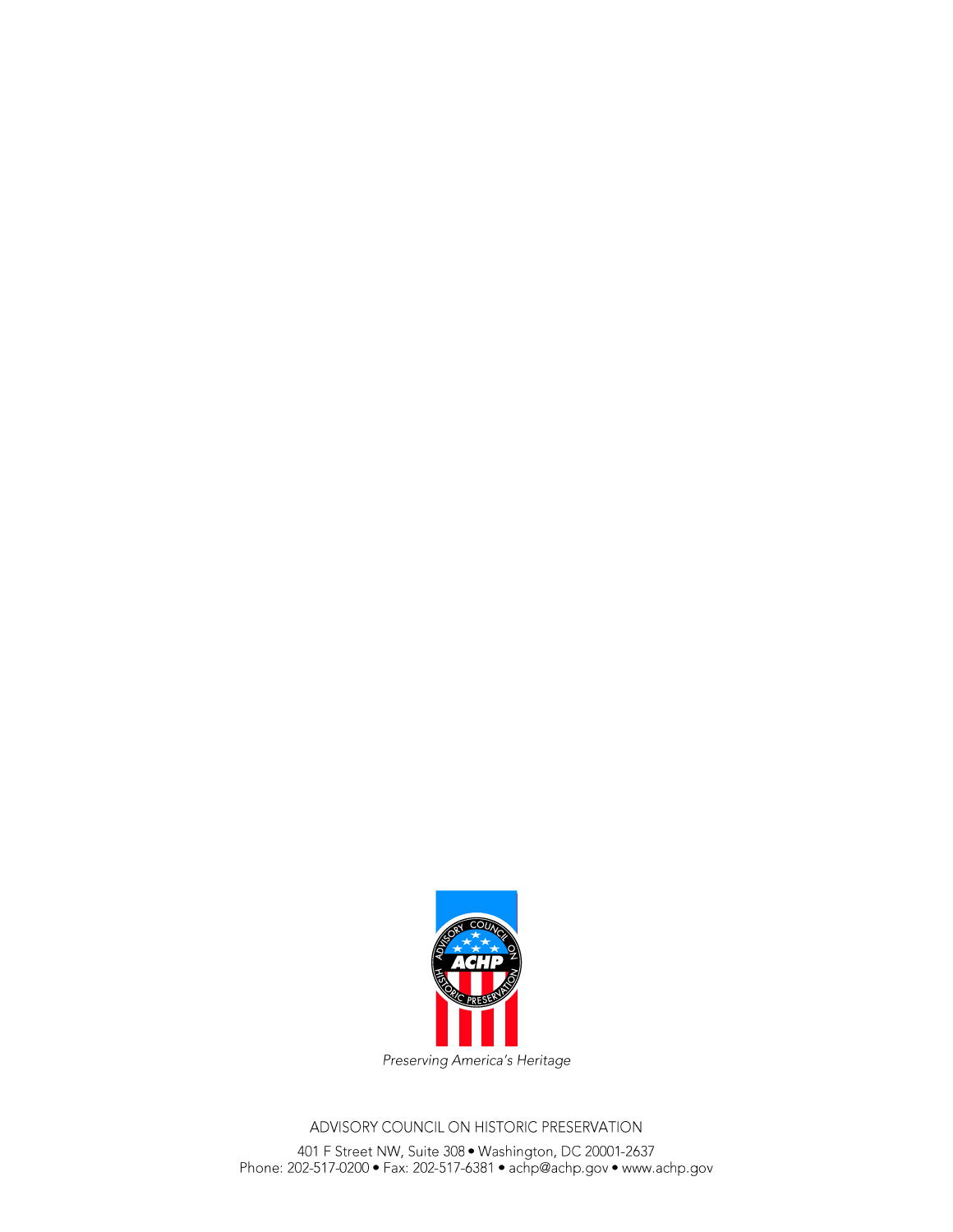*Preserving America's Heritage*

ADVISORY COUNCIL ON HISTORIC PRESERVATION

401 F Street NW, Suite 308 • Washington, DC 20001-2637
Phone: 202-517-0200 • Fax: 202-517-6381 • achp@achp.gov • www.achp.gov